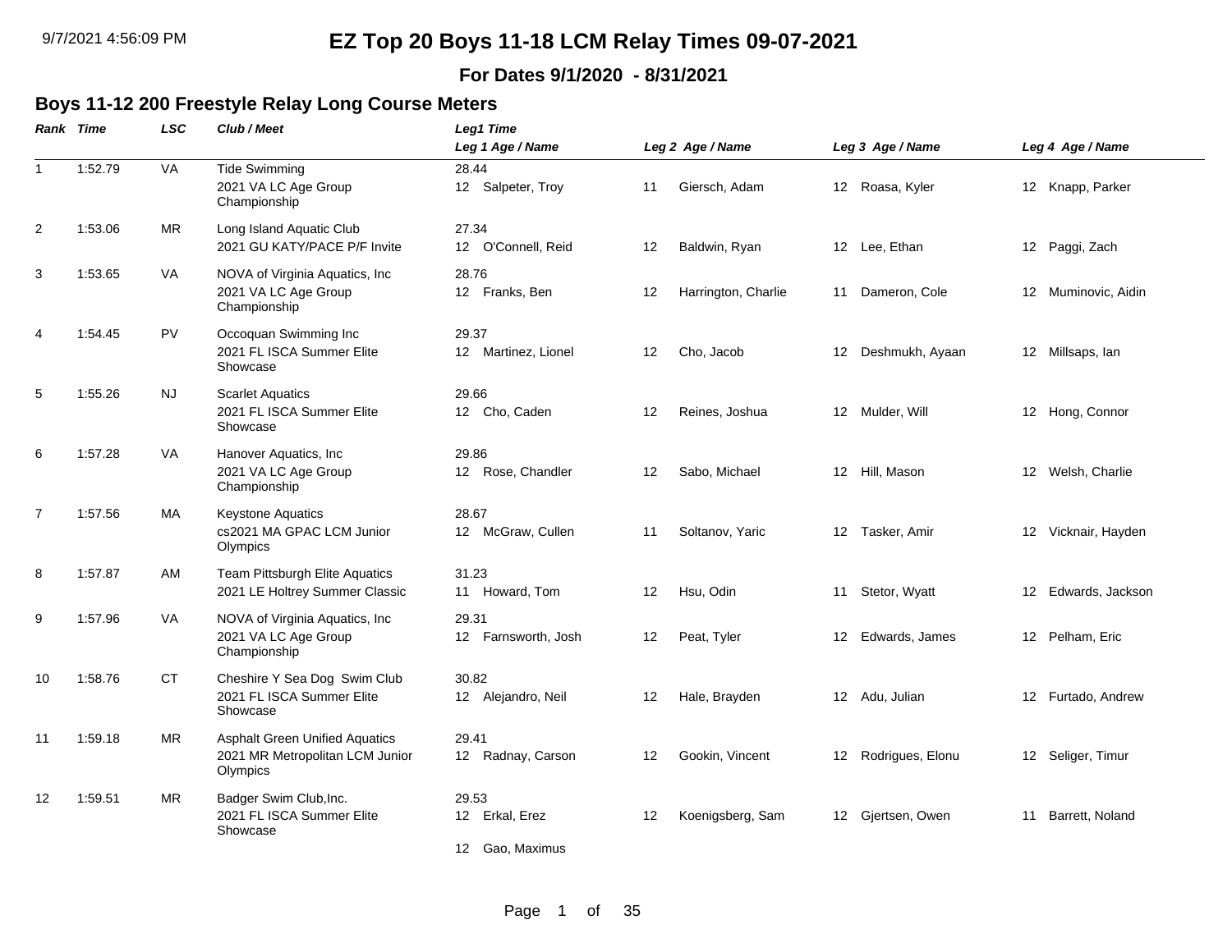# EZ Top 20 Boys 11-18 LCM Relay Times 09-07-2021

**For Dates 9/1/2020 - 8/31/2021**

## Boys 11-12 200 Freestyle Relay Long Course Meters

| Rank | Time | LSC | Club / Meet | Leg1 Time / Leg 1 Age / Name | Leg 2 Age / Name | Leg 3 Age / Name | Leg 4 Age / Name |
|---|---|---|---|---|---|---|---|
| 1 | 1:52.79 | VA | Tide Swimming<br>2021 VA LC Age Group Championship | 28.44<br>12 Salpeter, Troy | 11 Giersch, Adam | 12 Roasa, Kyler | 12 Knapp, Parker |
| 2 | 1:53.06 | MR | Long Island Aquatic Club<br>2021 GU KATY/PACE P/F Invite | 27.34<br>12 O'Connell, Reid | 12 Baldwin, Ryan | 12 Lee, Ethan | 12 Paggi, Zach |
| 3 | 1:53.65 | VA | NOVA of Virginia Aquatics, Inc<br>2021 VA LC Age Group Championship | 28.76<br>12 Franks, Ben | 12 Harrington, Charlie | 11 Dameron, Cole | 12 Muminovic, Aidin |
| 4 | 1:54.45 | PV | Occoquan Swimming Inc<br>2021 FL ISCA Summer Elite Showcase | 29.37<br>12 Martinez, Lionel | 12 Cho, Jacob | 12 Deshmukh, Ayaan | 12 Millsaps, Ian |
| 5 | 1:55.26 | NJ | Scarlet Aquatics<br>2021 FL ISCA Summer Elite Showcase | 29.66<br>12 Cho, Caden | 12 Reines, Joshua | 12 Mulder, Will | 12 Hong, Connor |
| 6 | 1:57.28 | VA | Hanover Aquatics, Inc<br>2021 VA LC Age Group Championship | 29.86<br>12 Rose, Chandler | 12 Sabo, Michael | 12 Hill, Mason | 12 Welsh, Charlie |
| 7 | 1:57.56 | MA | Keystone Aquatics<br>cs2021 MA GPAC LCM Junior Olympics | 28.67<br>12 McGraw, Cullen | 11 Soltanov, Yaric | 12 Tasker, Amir | 12 Vicknair, Hayden |
| 8 | 1:57.87 | AM | Team Pittsburgh Elite Aquatics<br>2021 LE Holtrey Summer Classic | 31.23<br>11 Howard, Tom | 12 Hsu, Odin | 11 Stetor, Wyatt | 12 Edwards, Jackson |
| 9 | 1:57.96 | VA | NOVA of Virginia Aquatics, Inc<br>2021 VA LC Age Group Championship | 29.31<br>12 Farnsworth, Josh | 12 Peat, Tyler | 12 Edwards, James | 12 Pelham, Eric |
| 10 | 1:58.76 | CT | Cheshire Y Sea Dog Swim Club<br>2021 FL ISCA Summer Elite Showcase | 30.82<br>12 Alejandro, Neil | 12 Hale, Brayden | 12 Adu, Julian | 12 Furtado, Andrew |
| 11 | 1:59.18 | MR | Asphalt Green Unified Aquatics<br>2021 MR Metropolitan LCM Junior Olympics | 29.41<br>12 Radnay, Carson | 12 Gookin, Vincent | 12 Rodrigues, Elonu | 12 Seliger, Timur |
| 12 | 1:59.51 | MR | Badger Swim Club,Inc.<br>2021 FL ISCA Summer Elite Showcase | 29.53<br>12 Erkal, Erez<br>12 Gao, Maximus | 12 Koenigsberg, Sam | 12 Gjertsen, Owen | 11 Barrett, Noland |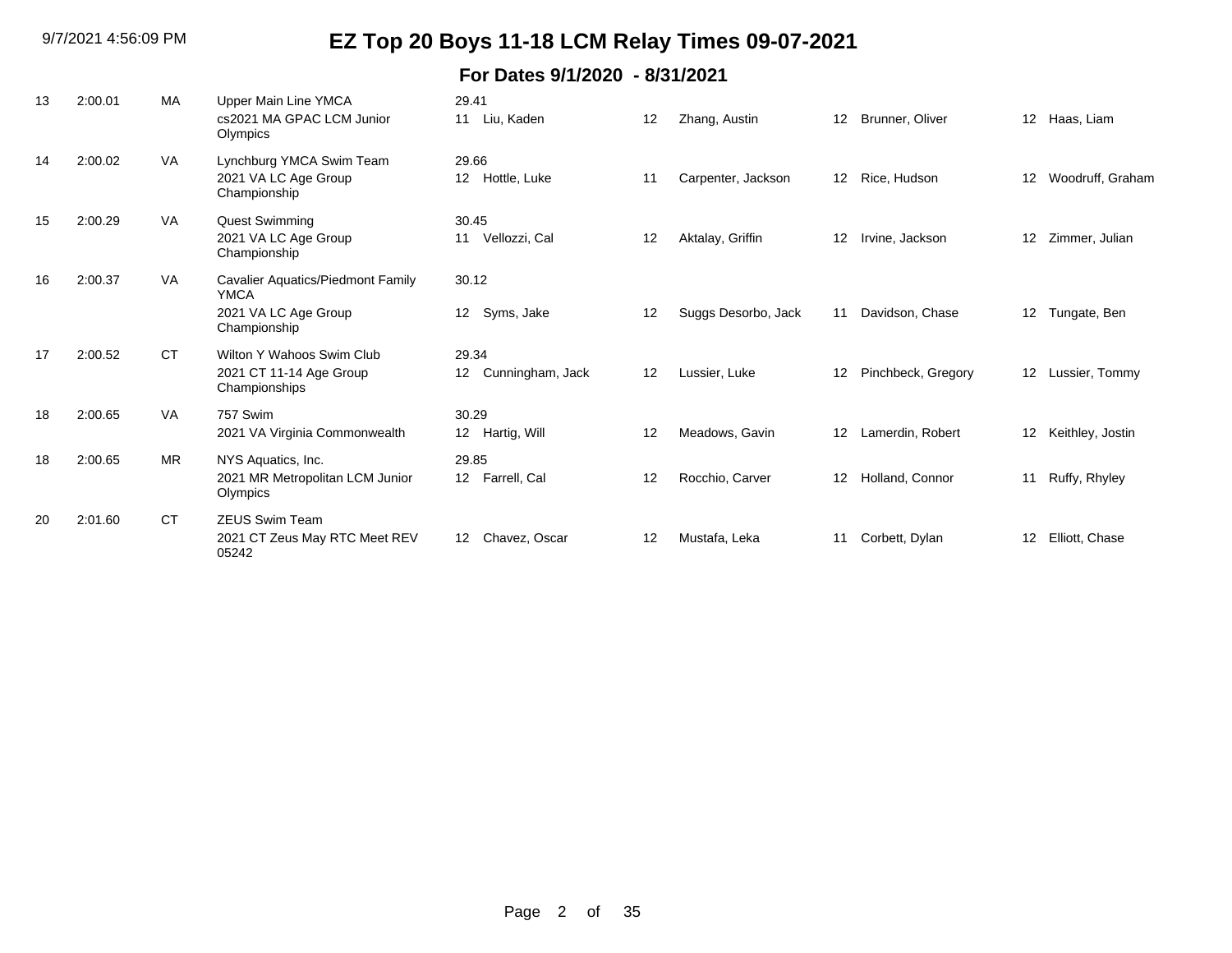# EZ Top 20 Boys 11-18 LCM Relay Times 09-07-2021

## For Dates 9/1/2020 - 8/31/2021

| Rank | Time | LSC | Team / Meet | Split / Swimmer 1 | Swimmer 2 | Swimmer 3 | Swimmer 4 |
|---|---|---|---|---|---|---|---|
| 13 | 2:00.01 | MA | Upper Main Line YMCA<br>cs2021 MA GPAC LCM Junior Olympics | 29.41<br>11 Liu, Kaden | 12 Zhang, Austin | 12 Brunner, Oliver | 12 Haas, Liam |
| 14 | 2:00.02 | VA | Lynchburg YMCA Swim Team<br>2021 VA LC Age Group Championship | 29.66<br>12 Hottle, Luke | 11 Carpenter, Jackson | 12 Rice, Hudson | 12 Woodruff, Graham |
| 15 | 2:00.29 | VA | Quest Swimming<br>2021 VA LC Age Group Championship | 30.45<br>11 Vellozzi, Cal | 12 Aktalay, Griffin | 12 Irvine, Jackson | 12 Zimmer, Julian |
| 16 | 2:00.37 | VA | Cavalier Aquatics/Piedmont Family YMCA<br>2021 VA LC Age Group Championship | 30.12<br>12 Syms, Jake | 12 Suggs Desorbo, Jack | 11 Davidson, Chase | 12 Tungate, Ben |
| 17 | 2:00.52 | CT | Wilton Y Wahoos Swim Club<br>2021 CT 11-14 Age Group Championships | 29.34<br>12 Cunningham, Jack | 12 Lussier, Luke | 12 Pinchbeck, Gregory | 12 Lussier, Tommy |
| 18 | 2:00.65 | VA | 757 Swim<br>2021 VA Virginia Commonwealth | 30.29<br>12 Hartig, Will | 12 Meadows, Gavin | 12 Lamerdin, Robert | 12 Keithley, Jostin |
| 18 | 2:00.65 | MR | NYS Aquatics, Inc.<br>2021 MR Metropolitan LCM Junior Olympics | 29.85<br>12 Farrell, Cal | 12 Rocchio, Carver | 12 Holland, Connor | 11 Ruffy, Rhyley |
| 20 | 2:01.60 | CT | ZEUS Swim Team<br>2021 CT Zeus May RTC Meet REV 05242 | 12 Chavez, Oscar | 12 Mustafa, Leka | 11 Corbett, Dylan | 12 Elliott, Chase |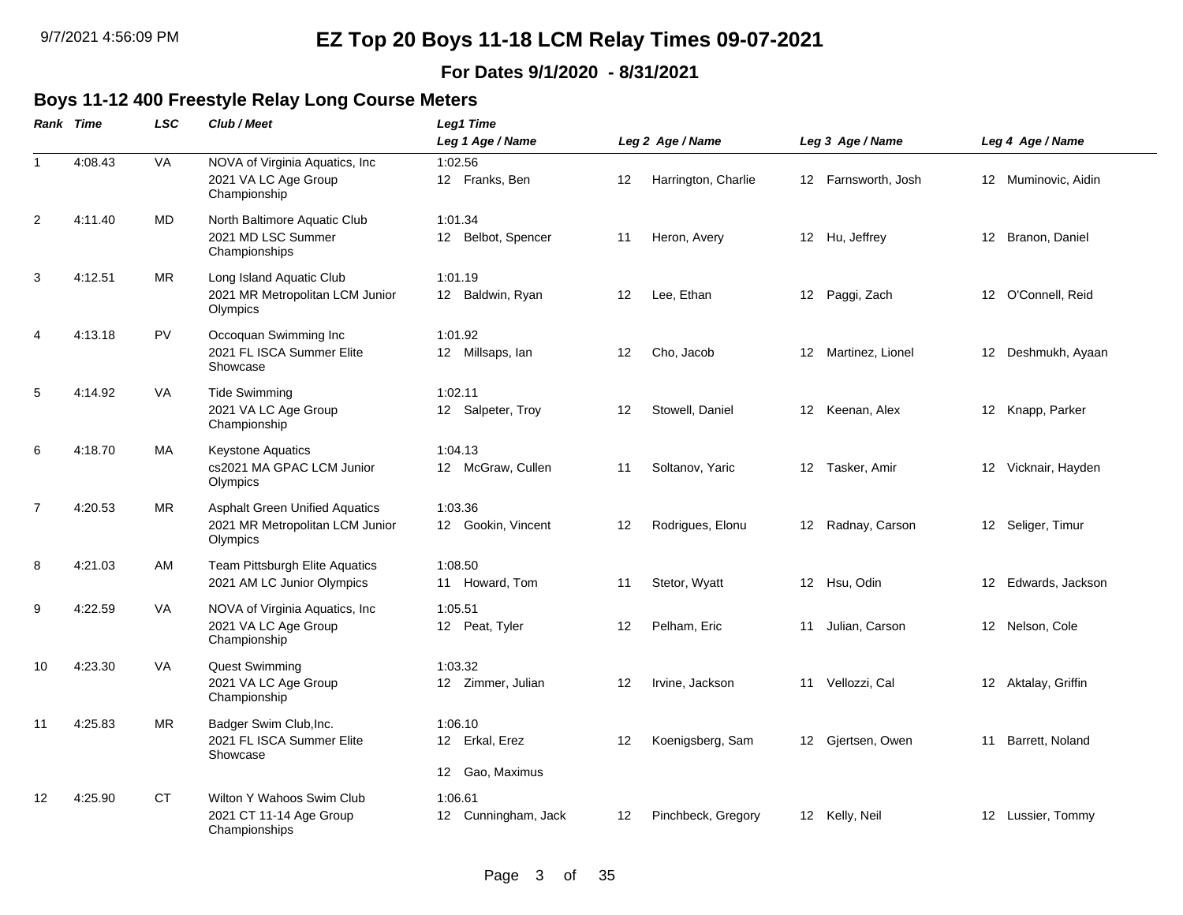# EZ Top 20 Boys 11-18 LCM Relay Times 09-07-2021

**For Dates 9/1/2020 - 8/31/2021**

## Boys 11-12 400 Freestyle Relay Long Course Meters

| Rank | Time | LSC | Club / Meet | Leg1 Time / Leg 1 Age / Name | Leg 2 Age / Name | Leg 3 Age / Name | Leg 4 Age / Name |
|---|---|---|---|---|---|---|---|
| 1 | 4:08.43 | VA | NOVA of Virginia Aquatics, Inc<br>2021 VA LC Age Group Championship | 1:02.56<br>12 Franks, Ben | 12 Harrington, Charlie | 12 Farnsworth, Josh | 12 Muminovic, Aidin |
| 2 | 4:11.40 | MD | North Baltimore Aquatic Club<br>2021 MD LSC Summer Championships | 1:01.34<br>12 Belbot, Spencer | 11 Heron, Avery | 12 Hu, Jeffrey | 12 Branon, Daniel |
| 3 | 4:12.51 | MR | Long Island Aquatic Club<br>2021 MR Metropolitan LCM Junior Olympics | 1:01.19<br>12 Baldwin, Ryan | 12 Lee, Ethan | 12 Paggi, Zach | 12 O'Connell, Reid |
| 4 | 4:13.18 | PV | Occoquan Swimming Inc<br>2021 FL ISCA Summer Elite Showcase | 1:01.92<br>12 Millsaps, Ian | 12 Cho, Jacob | 12 Martinez, Lionel | 12 Deshmukh, Ayaan |
| 5 | 4:14.92 | VA | Tide Swimming<br>2021 VA LC Age Group Championship | 1:02.11<br>12 Salpeter, Troy | 12 Stowell, Daniel | 12 Keenan, Alex | 12 Knapp, Parker |
| 6 | 4:18.70 | MA | Keystone Aquatics<br>cs2021 MA GPAC LCM Junior Olympics | 1:04.13<br>12 McGraw, Cullen | 11 Soltanov, Yaric | 12 Tasker, Amir | 12 Vicknair, Hayden |
| 7 | 4:20.53 | MR | Asphalt Green Unified Aquatics<br>2021 MR Metropolitan LCM Junior Olympics | 1:03.36<br>12 Gookin, Vincent | 12 Rodrigues, Elonu | 12 Radnay, Carson | 12 Seliger, Timur |
| 8 | 4:21.03 | AM | Team Pittsburgh Elite Aquatics<br>2021 AM LC Junior Olympics | 1:08.50<br>11 Howard, Tom | 11 Stetor, Wyatt | 12 Hsu, Odin | 12 Edwards, Jackson |
| 9 | 4:22.59 | VA | NOVA of Virginia Aquatics, Inc<br>2021 VA LC Age Group Championship | 1:05.51<br>12 Peat, Tyler | 12 Pelham, Eric | 11 Julian, Carson | 12 Nelson, Cole |
| 10 | 4:23.30 | VA | Quest Swimming<br>2021 VA LC Age Group Championship | 1:03.32<br>12 Zimmer, Julian | 12 Irvine, Jackson | 11 Vellozzi, Cal | 12 Aktalay, Griffin |
| 11 | 4:25.83 | MR | Badger Swim Club,Inc.<br>2021 FL ISCA Summer Elite Showcase | 1:06.10<br>12 Erkal, Erez<br>12 Gao, Maximus | 12 Koenigsberg, Sam | 12 Gjertsen, Owen | 11 Barrett, Noland |
| 12 | 4:25.90 | CT | Wilton Y Wahoos Swim Club<br>2021 CT 11-14 Age Group Championships | 1:06.61<br>12 Cunningham, Jack | 12 Pinchbeck, Gregory | 12 Kelly, Neil | 12 Lussier, Tommy |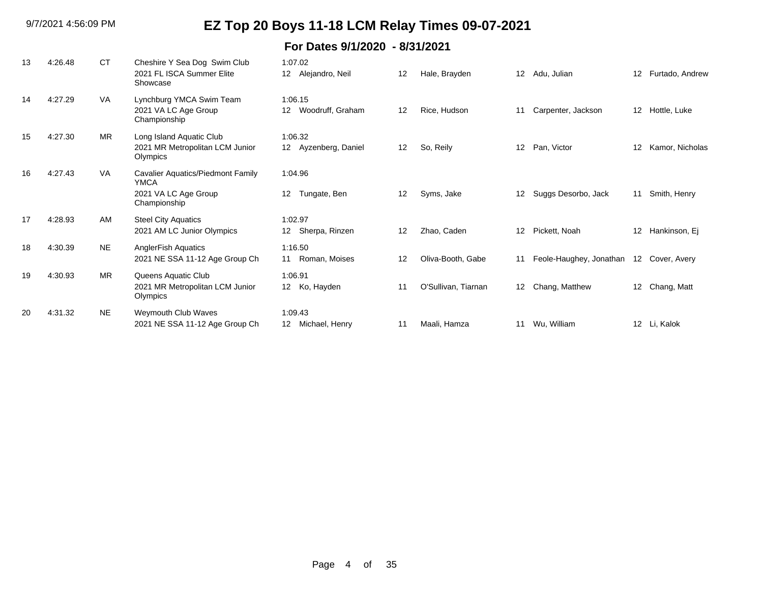# EZ Top 20 Boys 11-18 LCM Relay Times 09-07-2021

## For Dates 9/1/2020 - 8/31/2021

| Rank | Time | LSC | Team / Meet | Lead-off / Swimmer 1 | Age | Swimmer 2 | Age | Swimmer 3 | Age | Swimmer 4 |
|---|---|---|---|---|---|---|---|---|---|---|
| 13 | 4:26.48 | CT | Cheshire Y Sea Dog Swim Club<br>2021 FL ISCA Summer Elite Showcase | 1:07.02<br>12 Alejandro, Neil | 12 | Hale, Brayden | 12 | Adu, Julian | 12 | Furtado, Andrew |
| 14 | 4:27.29 | VA | Lynchburg YMCA Swim Team<br>2021 VA LC Age Group Championship | 1:06.15<br>12 Woodruff, Graham | 12 | Rice, Hudson | 11 | Carpenter, Jackson | 12 | Hottle, Luke |
| 15 | 4:27.30 | MR | Long Island Aquatic Club<br>2021 MR Metropolitan LCM Junior Olympics | 1:06.32<br>12 Ayzenberg, Daniel | 12 | So, Reily | 12 | Pan, Victor | 12 | Kamor, Nicholas |
| 16 | 4:27.43 | VA | Cavalier Aquatics/Piedmont Family YMCA<br>2021 VA LC Age Group Championship | 1:04.96<br>12 Tungate, Ben | 12 | Syms, Jake | 12 | Suggs Desorbo, Jack | 11 | Smith, Henry |
| 17 | 4:28.93 | AM | Steel City Aquatics<br>2021 AM LC Junior Olympics | 1:02.97<br>12 Sherpa, Rinzen | 12 | Zhao, Caden | 12 | Pickett, Noah | 12 | Hankinson, Ej |
| 18 | 4:30.39 | NE | AnglerFish Aquatics<br>2021 NE SSA 11-12 Age Group Ch | 1:16.50<br>11 Roman, Moises | 12 | Oliva-Booth, Gabe | 11 | Feole-Haughey, Jonathan | 12 | Cover, Avery |
| 19 | 4:30.93 | MR | Queens Aquatic Club<br>2021 MR Metropolitan LCM Junior Olympics | 1:06.91<br>12 Ko, Hayden | 11 | O'Sullivan, Tiarnan | 12 | Chang, Matthew | 12 | Chang, Matt |
| 20 | 4:31.32 | NE | Weymouth Club Waves<br>2021 NE SSA 11-12 Age Group Ch | 1:09.43<br>12 Michael, Henry | 11 | Maali, Hamza | 11 | Wu, William | 12 | Li, Kalok |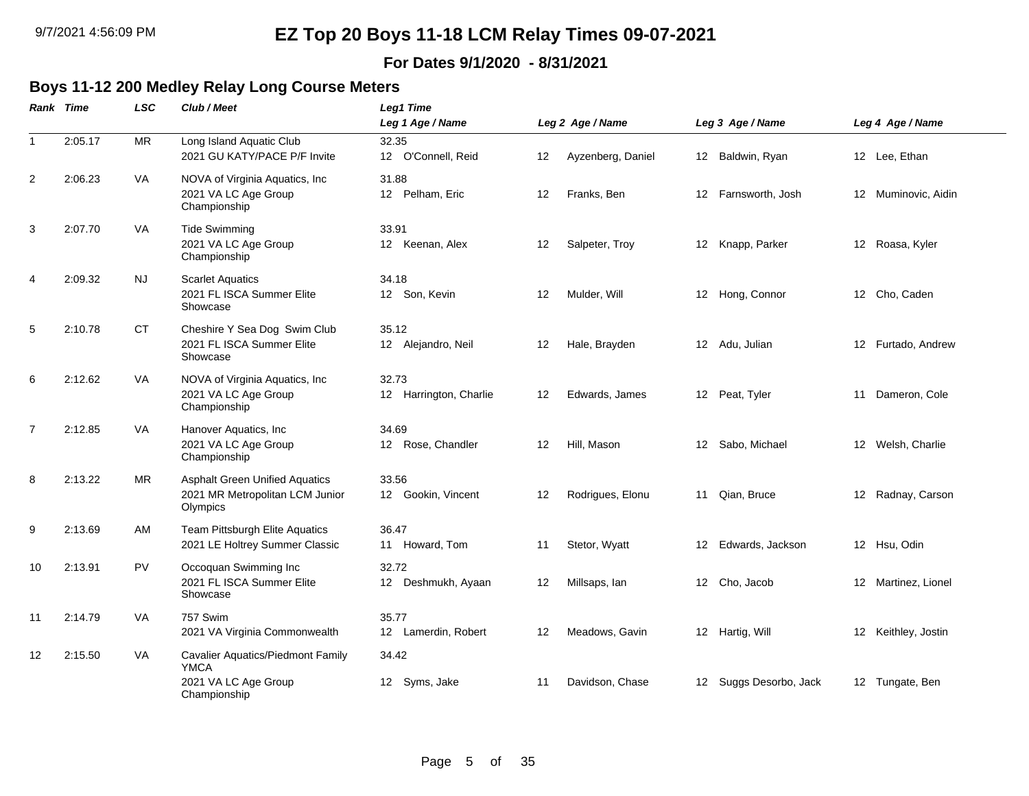# EZ Top 20 Boys 11-18 LCM Relay Times 09-07-2021

**For Dates 9/1/2020 - 8/31/2021**

## Boys 11-12 200 Medley Relay Long Course Meters

| Rank | Time | LSC | Club / Meet | Leg1 Time / Leg 1 Age / Name | Leg 2 Age / Name | Leg 3 Age / Name | Leg 4 Age / Name |
|---|---|---|---|---|---|---|---|
| 1 | 2:05.17 | MR | Long Island Aquatic Club<br>2021 GU KATY/PACE P/F Invite | 32.35<br>12 O'Connell, Reid | 12 Ayzenberg, Daniel | 12 Baldwin, Ryan | 12 Lee, Ethan |
| 2 | 2:06.23 | VA | NOVA of Virginia Aquatics, Inc<br>2021 VA LC Age Group Championship | 31.88<br>12 Pelham, Eric | 12 Franks, Ben | 12 Farnsworth, Josh | 12 Muminovic, Aidin |
| 3 | 2:07.70 | VA | Tide Swimming<br>2021 VA LC Age Group Championship | 33.91<br>12 Keenan, Alex | 12 Salpeter, Troy | 12 Knapp, Parker | 12 Roasa, Kyler |
| 4 | 2:09.32 | NJ | Scarlet Aquatics<br>2021 FL ISCA Summer Elite Showcase | 34.18<br>12 Son, Kevin | 12 Mulder, Will | 12 Hong, Connor | 12 Cho, Caden |
| 5 | 2:10.78 | CT | Cheshire Y Sea Dog Swim Club<br>2021 FL ISCA Summer Elite Showcase | 35.12<br>12 Alejandro, Neil | 12 Hale, Brayden | 12 Adu, Julian | 12 Furtado, Andrew |
| 6 | 2:12.62 | VA | NOVA of Virginia Aquatics, Inc<br>2021 VA LC Age Group Championship | 32.73<br>12 Harrington, Charlie | 12 Edwards, James | 12 Peat, Tyler | 11 Dameron, Cole |
| 7 | 2:12.85 | VA | Hanover Aquatics, Inc<br>2021 VA LC Age Group Championship | 34.69<br>12 Rose, Chandler | 12 Hill, Mason | 12 Sabo, Michael | 12 Welsh, Charlie |
| 8 | 2:13.22 | MR | Asphalt Green Unified Aquatics<br>2021 MR Metropolitan LCM Junior Olympics | 33.56<br>12 Gookin, Vincent | 12 Rodrigues, Elonu | 11 Qian, Bruce | 12 Radnay, Carson |
| 9 | 2:13.69 | AM | Team Pittsburgh Elite Aquatics<br>2021 LE Holtrey Summer Classic | 36.47<br>11 Howard, Tom | 11 Stetor, Wyatt | 12 Edwards, Jackson | 12 Hsu, Odin |
| 10 | 2:13.91 | PV | Occoquan Swimming Inc<br>2021 FL ISCA Summer Elite Showcase | 32.72<br>12 Deshmukh, Ayaan | 12 Millsaps, Ian | 12 Cho, Jacob | 12 Martinez, Lionel |
| 11 | 2:14.79 | VA | 757 Swim<br>2021 VA Virginia Commonwealth | 35.77<br>12 Lamerdin, Robert | 12 Meadows, Gavin | 12 Hartig, Will | 12 Keithley, Jostin |
| 12 | 2:15.50 | VA | Cavalier Aquatics/Piedmont Family YMCA<br>2021 VA LC Age Group Championship | 34.42<br>12 Syms, Jake | 11 Davidson, Chase | 12 Suggs Desorbo, Jack | 12 Tungate, Ben |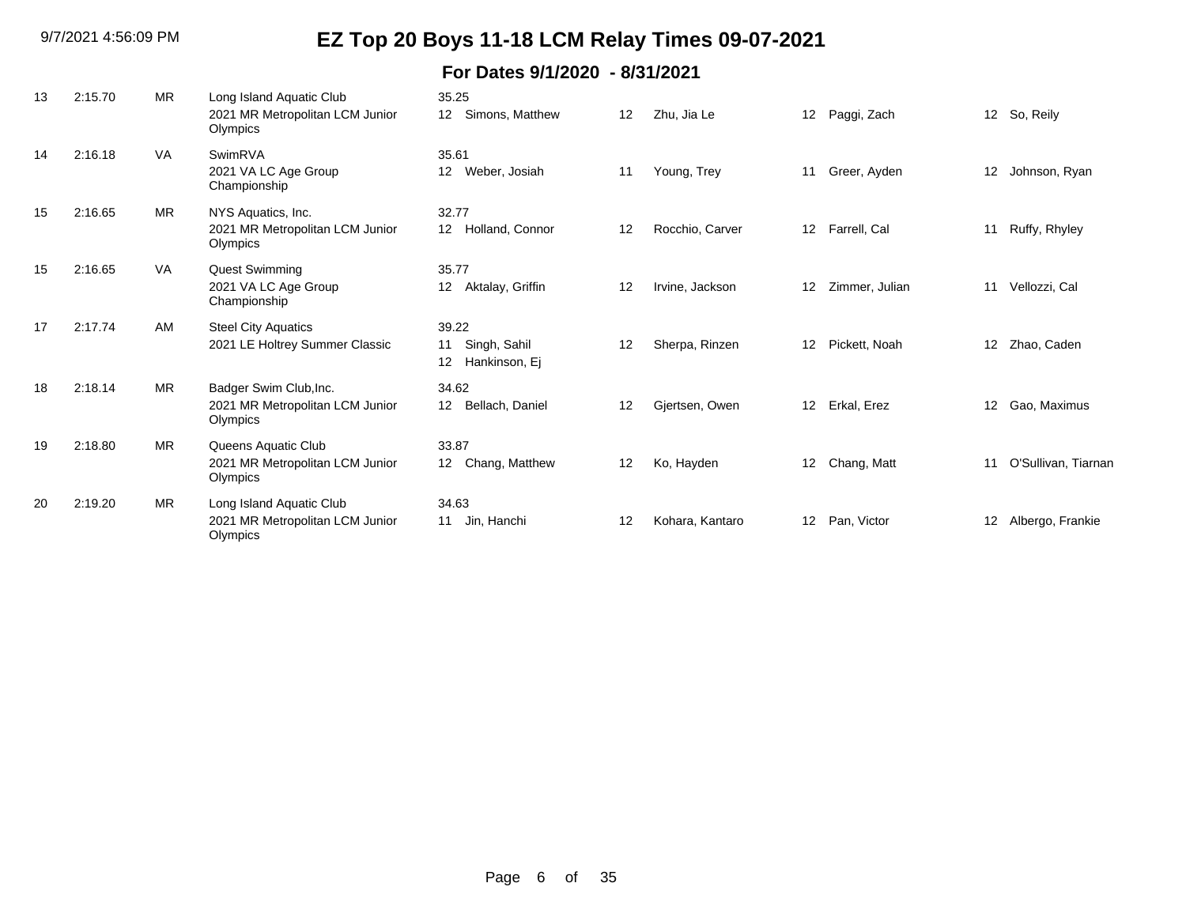# EZ Top 20 Boys 11-18 LCM Relay Times 09-07-2021

## For Dates 9/1/2020 - 8/31/2021

| Rank | Time | LSC | Team / Meet | Split / Swimmer 1 | | Swimmer 2 | | Swimmer 3 | | Swimmer 4 |
|---|---|---|---|---|---|---|---|---|---|---|
| 13 | 2:15.70 | MR | Long Island Aquatic Club<br>2021 MR Metropolitan LCM Junior Olympics | 35.25<br>12 Simons, Matthew | 12 | Zhu, Jia Le | 12 | Paggi, Zach | 12 | So, Reily |
| 14 | 2:16.18 | VA | SwimRVA<br>2021 VA LC Age Group Championship | 35.61<br>12 Weber, Josiah | 11 | Young, Trey | 11 | Greer, Ayden | 12 | Johnson, Ryan |
| 15 | 2:16.65 | MR | NYS Aquatics, Inc.<br>2021 MR Metropolitan LCM Junior Olympics | 32.77<br>12 Holland, Connor | 12 | Rocchio, Carver | 12 | Farrell, Cal | 11 | Ruffy, Rhyley |
| 15 | 2:16.65 | VA | Quest Swimming<br>2021 VA LC Age Group Championship | 35.77<br>12 Aktalay, Griffin | 12 | Irvine, Jackson | 12 | Zimmer, Julian | 11 | Vellozzi, Cal |
| 17 | 2:17.74 | AM | Steel City Aquatics<br>2021 LE Holtrey Summer Classic | 39.22<br>11 Singh, Sahil<br>12 Hankinson, Ej | 12 | Sherpa, Rinzen | 12 | Pickett, Noah | 12 | Zhao, Caden |
| 18 | 2:18.14 | MR | Badger Swim Club,Inc.<br>2021 MR Metropolitan LCM Junior Olympics | 34.62<br>12 Bellach, Daniel | 12 | Gjertsen, Owen | 12 | Erkal, Erez | 12 | Gao, Maximus |
| 19 | 2:18.80 | MR | Queens Aquatic Club<br>2021 MR Metropolitan LCM Junior Olympics | 33.87<br>12 Chang, Matthew | 12 | Ko, Hayden | 12 | Chang, Matt | 11 | O'Sullivan, Tiarnan |
| 20 | 2:19.20 | MR | Long Island Aquatic Club<br>2021 MR Metropolitan LCM Junior Olympics | 34.63<br>11 Jin, Hanchi | 12 | Kohara, Kantaro | 12 | Pan, Victor | 12 | Albergo, Frankie |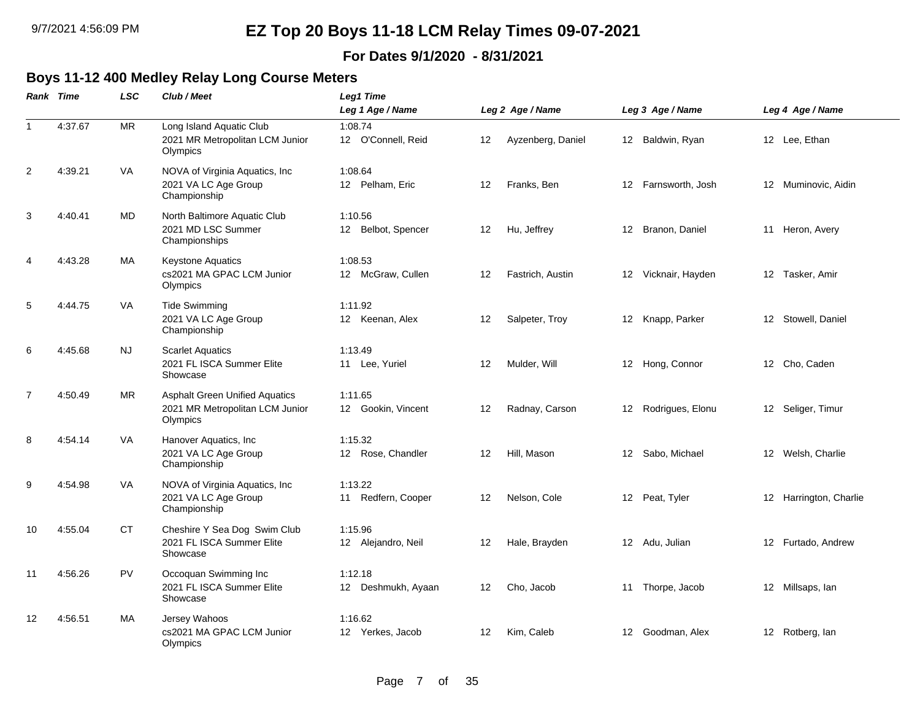# EZ Top 20 Boys 11-18 LCM Relay Times 09-07-2021

### For Dates 9/1/2020 - 8/31/2021

## Boys 11-12 400 Medley Relay Long Course Meters

| Rank | Time | LSC | Club / Meet | Leg1 Time / Leg 1 Age / Name | Leg 2 Age / Name | Leg 3 Age / Name | Leg 4 Age / Name |
|---|---|---|---|---|---|---|---|
| 1 | 4:37.67 | MR | Long Island Aquatic Club<br>2021 MR Metropolitan LCM Junior Olympics | 1:08.74<br>12 O'Connell, Reid | 12 Ayzenberg, Daniel | 12 Baldwin, Ryan | 12 Lee, Ethan |
| 2 | 4:39.21 | VA | NOVA of Virginia Aquatics, Inc<br>2021 VA LC Age Group Championship | 1:08.64<br>12 Pelham, Eric | 12 Franks, Ben | 12 Farnsworth, Josh | 12 Muminovic, Aidin |
| 3 | 4:40.41 | MD | North Baltimore Aquatic Club<br>2021 MD LSC Summer Championships | 1:10.56<br>12 Belbot, Spencer | 12 Hu, Jeffrey | 12 Branon, Daniel | 11 Heron, Avery |
| 4 | 4:43.28 | MA | Keystone Aquatics<br>cs2021 MA GPAC LCM Junior Olympics | 1:08.53<br>12 McGraw, Cullen | 12 Fastrich, Austin | 12 Vicknair, Hayden | 12 Tasker, Amir |
| 5 | 4:44.75 | VA | Tide Swimming<br>2021 VA LC Age Group Championship | 1:11.92<br>12 Keenan, Alex | 12 Salpeter, Troy | 12 Knapp, Parker | 12 Stowell, Daniel |
| 6 | 4:45.68 | NJ | Scarlet Aquatics<br>2021 FL ISCA Summer Elite Showcase | 1:13.49<br>11 Lee, Yuriel | 12 Mulder, Will | 12 Hong, Connor | 12 Cho, Caden |
| 7 | 4:50.49 | MR | Asphalt Green Unified Aquatics<br>2021 MR Metropolitan LCM Junior Olympics | 1:11.65<br>12 Gookin, Vincent | 12 Radnay, Carson | 12 Rodrigues, Elonu | 12 Seliger, Timur |
| 8 | 4:54.14 | VA | Hanover Aquatics, Inc<br>2021 VA LC Age Group Championship | 1:15.32<br>12 Rose, Chandler | 12 Hill, Mason | 12 Sabo, Michael | 12 Welsh, Charlie |
| 9 | 4:54.98 | VA | NOVA of Virginia Aquatics, Inc<br>2021 VA LC Age Group Championship | 1:13.22<br>11 Redfern, Cooper | 12 Nelson, Cole | 12 Peat, Tyler | 12 Harrington, Charlie |
| 10 | 4:55.04 | CT | Cheshire Y Sea Dog Swim Club<br>2021 FL ISCA Summer Elite Showcase | 1:15.96<br>12 Alejandro, Neil | 12 Hale, Brayden | 12 Adu, Julian | 12 Furtado, Andrew |
| 11 | 4:56.26 | PV | Occoquan Swimming Inc<br>2021 FL ISCA Summer Elite Showcase | 1:12.18<br>12 Deshmukh, Ayaan | 12 Cho, Jacob | 11 Thorpe, Jacob | 12 Millsaps, Ian |
| 12 | 4:56.51 | MA | Jersey Wahoos<br>cs2021 MA GPAC LCM Junior Olympics | 1:16.62<br>12 Yerkes, Jacob | 12 Kim, Caleb | 12 Goodman, Alex | 12 Rotberg, Ian |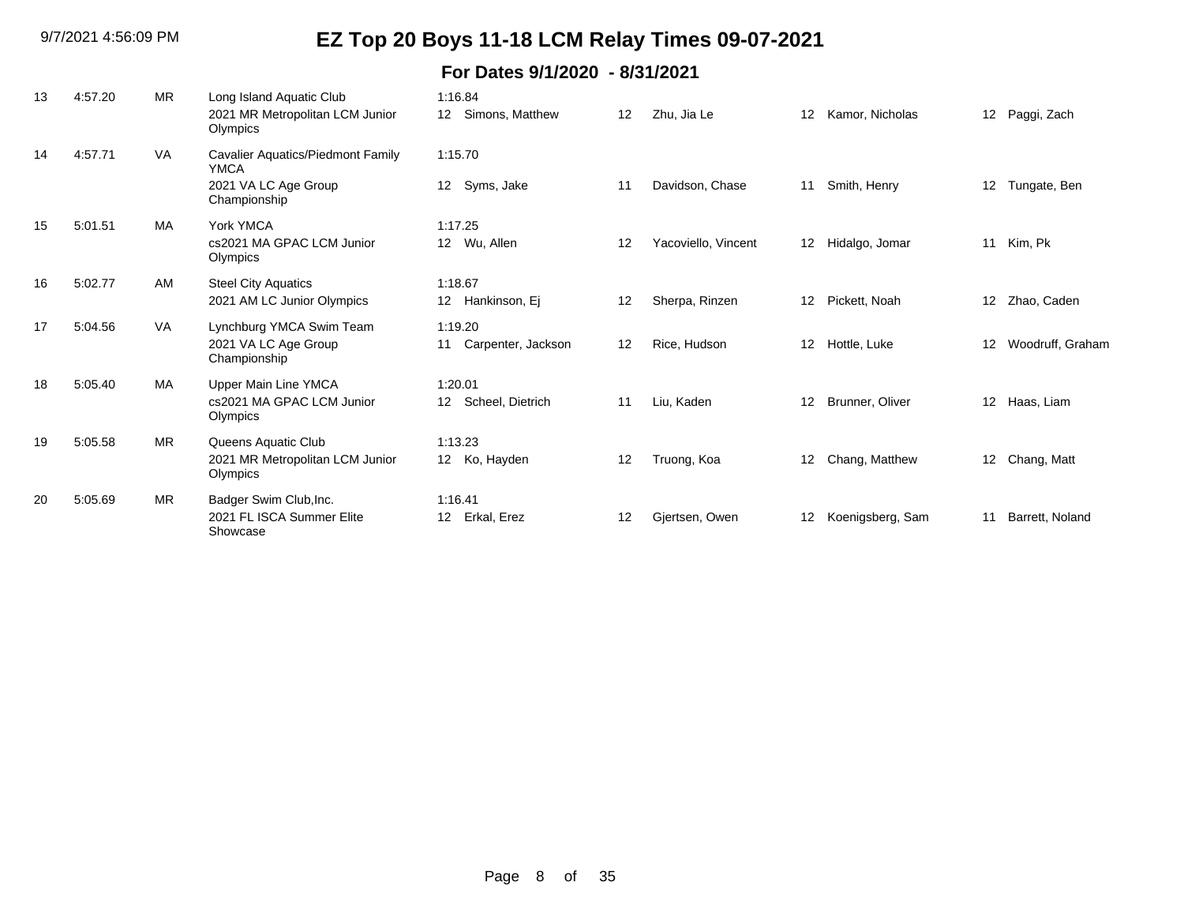# EZ Top 20 Boys 11-18 LCM Relay Times 09-07-2021

## For Dates 9/1/2020 - 8/31/2021

| Rank | Time | LSC | Team / Meet | Lead-off / Swimmer 1 | Age | Swimmer 2 | Age | Swimmer 3 | Age | Swimmer 4 |
|---|---|---|---|---|---|---|---|---|---|---|
| 13 | 4:57.20 | MR | Long Island Aquatic Club<br>2021 MR Metropolitan LCM Junior Olympics | 1:16.84<br>12 Simons, Matthew | 12 | Zhu, Jia Le | 12 | Kamor, Nicholas | 12 | Paggi, Zach |
| 14 | 4:57.71 | VA | Cavalier Aquatics/Piedmont Family YMCA<br>2021 VA LC Age Group Championship | 1:15.70<br>12 Syms, Jake | 11 | Davidson, Chase | 11 | Smith, Henry | 12 | Tungate, Ben |
| 15 | 5:01.51 | MA | York YMCA<br>cs2021 MA GPAC LCM Junior Olympics | 1:17.25<br>12 Wu, Allen | 12 | Yacoviello, Vincent | 12 | Hidalgo, Jomar | 11 | Kim, Pk |
| 16 | 5:02.77 | AM | Steel City Aquatics<br>2021 AM LC Junior Olympics | 1:18.67<br>12 Hankinson, Ej | 12 | Sherpa, Rinzen | 12 | Pickett, Noah | 12 | Zhao, Caden |
| 17 | 5:04.56 | VA | Lynchburg YMCA Swim Team<br>2021 VA LC Age Group Championship | 1:19.20<br>11 Carpenter, Jackson | 12 | Rice, Hudson | 12 | Hottle, Luke | 12 | Woodruff, Graham |
| 18 | 5:05.40 | MA | Upper Main Line YMCA<br>cs2021 MA GPAC LCM Junior Olympics | 1:20.01<br>12 Scheel, Dietrich | 11 | Liu, Kaden | 12 | Brunner, Oliver | 12 | Haas, Liam |
| 19 | 5:05.58 | MR | Queens Aquatic Club<br>2021 MR Metropolitan LCM Junior Olympics | 1:13.23<br>12 Ko, Hayden | 12 | Truong, Koa | 12 | Chang, Matthew | 12 | Chang, Matt |
| 20 | 5:05.69 | MR | Badger Swim Club,Inc.<br>2021 FL ISCA Summer Elite Showcase | 1:16.41<br>12 Erkal, Erez | 12 | Gjertsen, Owen | 12 | Koenigsberg, Sam | 11 | Barrett, Noland |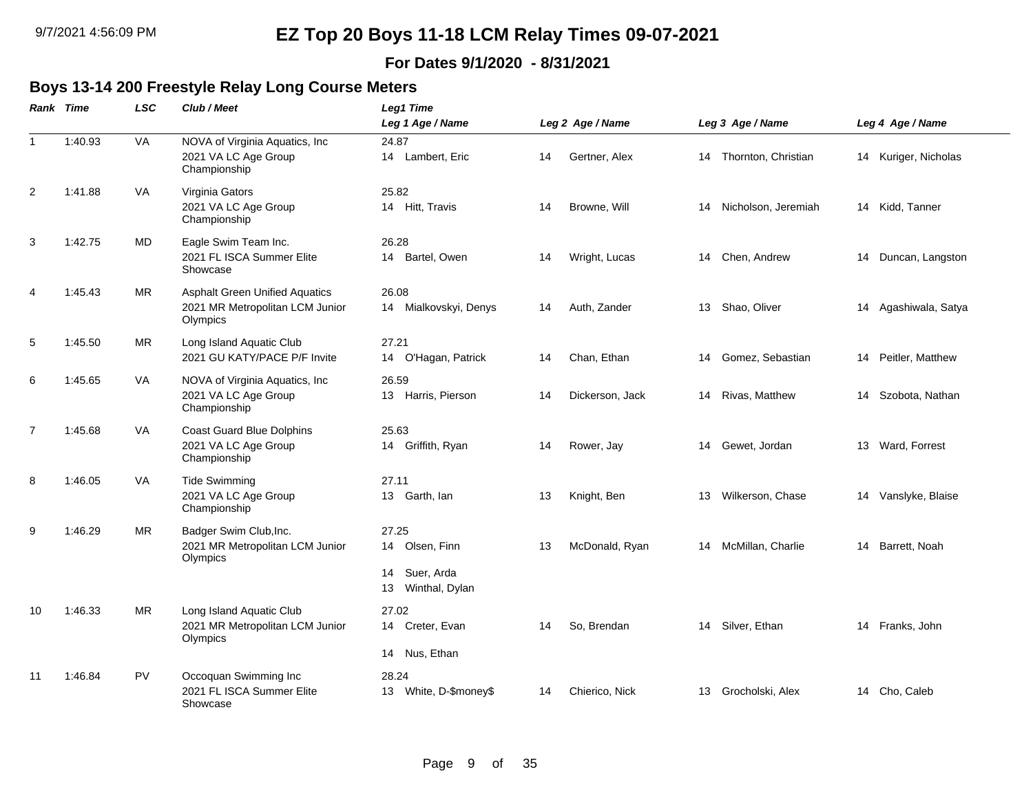# EZ Top 20 Boys 11-18 LCM Relay Times 09-07-2021

**For Dates 9/1/2020 - 8/31/2021**

## Boys 13-14 200 Freestyle Relay Long Course Meters

| Rank | Time | LSC | Club / Meet | Leg1 Time / Leg 1 Age / Name | Leg 2 Age / Name | Leg 3 Age / Name | Leg 4 Age / Name |
|---|---|---|---|---|---|---|---|
| 1 | 1:40.93 | VA | NOVA of Virginia Aquatics, Inc<br>2021 VA LC Age Group Championship | 24.87<br>14 Lambert, Eric | 14 Gertner, Alex | 14 Thornton, Christian | 14 Kuriger, Nicholas |
| 2 | 1:41.88 | VA | Virginia Gators<br>2021 VA LC Age Group Championship | 25.82<br>14 Hitt, Travis | 14 Browne, Will | 14 Nicholson, Jeremiah | 14 Kidd, Tanner |
| 3 | 1:42.75 | MD | Eagle Swim Team Inc.<br>2021 FL ISCA Summer Elite Showcase | 26.28<br>14 Bartel, Owen | 14 Wright, Lucas | 14 Chen, Andrew | 14 Duncan, Langston |
| 4 | 1:45.43 | MR | Asphalt Green Unified Aquatics<br>2021 MR Metropolitan LCM Junior Olympics | 26.08<br>14 Mialkovskyi, Denys | 14 Auth, Zander | 13 Shao, Oliver | 14 Agashiwala, Satya |
| 5 | 1:45.50 | MR | Long Island Aquatic Club<br>2021 GU KATY/PACE P/F Invite | 27.21<br>14 O'Hagan, Patrick | 14 Chan, Ethan | 14 Gomez, Sebastian | 14 Peitler, Matthew |
| 6 | 1:45.65 | VA | NOVA of Virginia Aquatics, Inc<br>2021 VA LC Age Group Championship | 26.59<br>13 Harris, Pierson | 14 Dickerson, Jack | 14 Rivas, Matthew | 14 Szobota, Nathan |
| 7 | 1:45.68 | VA | Coast Guard Blue Dolphins<br>2021 VA LC Age Group Championship | 25.63<br>14 Griffith, Ryan | 14 Rower, Jay | 14 Gewet, Jordan | 13 Ward, Forrest |
| 8 | 1:46.05 | VA | Tide Swimming<br>2021 VA LC Age Group Championship | 27.11<br>13 Garth, Ian | 13 Knight, Ben | 13 Wilkerson, Chase | 14 Vanslyke, Blaise |
| 9 | 1:46.29 | MR | Badger Swim Club,Inc.<br>2021 MR Metropolitan LCM Junior Olympics | 27.25<br>14 Olsen, Finn<br>14 Suer, Arda<br>13 Winthal, Dylan | 13 McDonald, Ryan | 14 McMillan, Charlie | 14 Barrett, Noah |
| 10 | 1:46.33 | MR | Long Island Aquatic Club<br>2021 MR Metropolitan LCM Junior Olympics | 27.02<br>14 Creter, Evan<br>14 Nus, Ethan | 14 So, Brendan | 14 Silver, Ethan | 14 Franks, John |
| 11 | 1:46.84 | PV | Occoquan Swimming Inc<br>2021 FL ISCA Summer Elite Showcase | 28.24<br>13 White, D-$money$ | 14 Chierico, Nick | 13 Grocholski, Alex | 14 Cho, Caleb |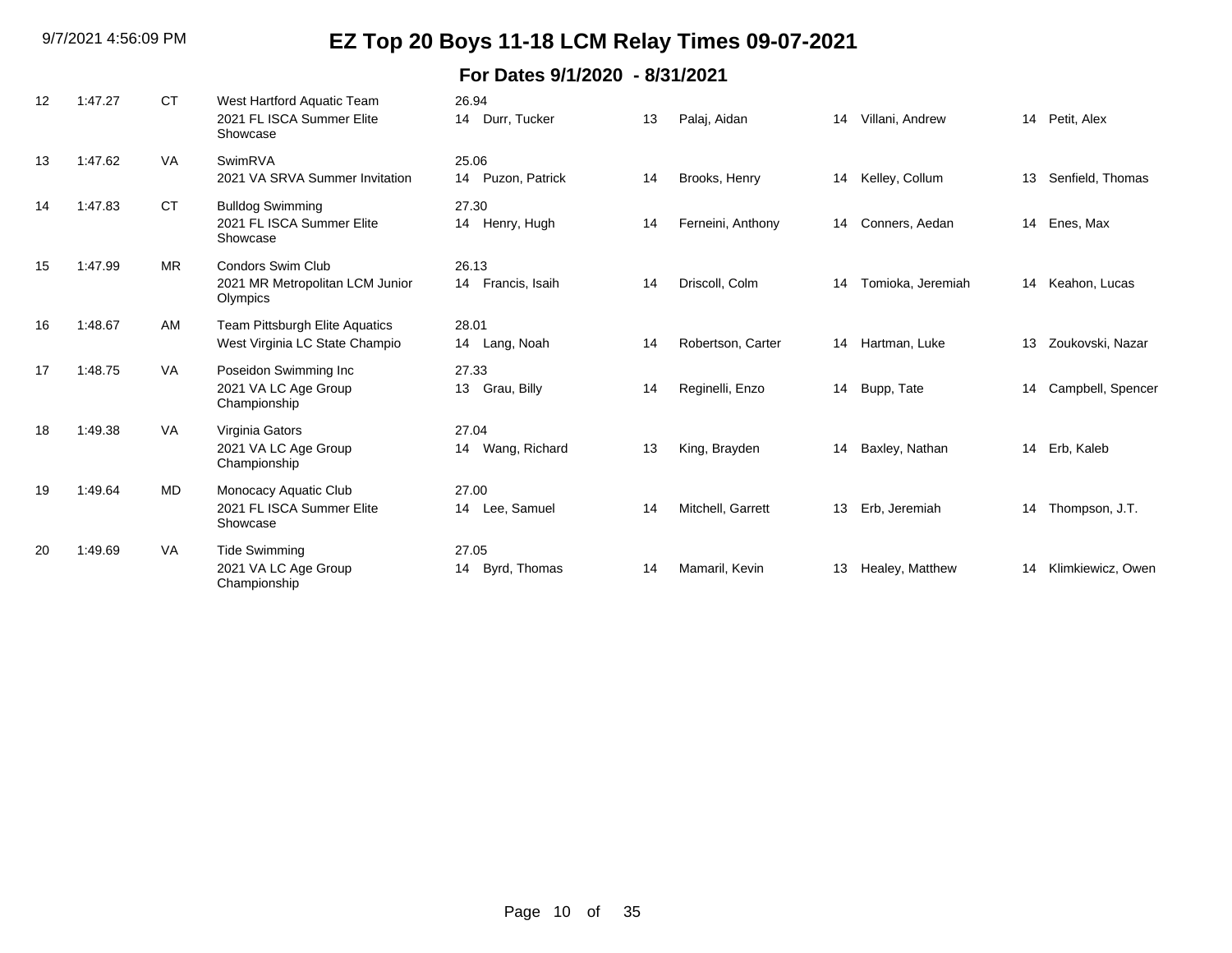# EZ Top 20 Boys 11-18 LCM Relay Times 09-07-2021

## For Dates 9/1/2020 - 8/31/2021

| Rank | Time | LSC | Team / Meet | Split | Age | Swimmer 1 | Age | Swimmer 2 | Age | Swimmer 3 | Age | Swimmer 4 |
|---|---|---|---|---|---|---|---|---|---|---|---|---|
| 12 | 1:47.27 | CT | West Hartford Aquatic Team<br>2021 FL ISCA Summer Elite Showcase | 26.94 | 14 | Durr, Tucker | 13 | Palaj, Aidan | 14 | Villani, Andrew | 14 | Petit, Alex |
| 13 | 1:47.62 | VA | SwimRVA<br>2021 VA SRVA Summer Invitation | 25.06 | 14 | Puzon, Patrick | 14 | Brooks, Henry | 14 | Kelley, Collum | 13 | Senfield, Thomas |
| 14 | 1:47.83 | CT | Bulldog Swimming<br>2021 FL ISCA Summer Elite Showcase | 27.30 | 14 | Henry, Hugh | 14 | Ferneini, Anthony | 14 | Conners, Aedan | 14 | Enes, Max |
| 15 | 1:47.99 | MR | Condors Swim Club<br>2021 MR Metropolitan LCM Junior Olympics | 26.13 | 14 | Francis, Isaih | 14 | Driscoll, Colm | 14 | Tomioka, Jeremiah | 14 | Keahon, Lucas |
| 16 | 1:48.67 | AM | Team Pittsburgh Elite Aquatics<br>West Virginia LC State Champio | 28.01 | 14 | Lang, Noah | 14 | Robertson, Carter | 14 | Hartman, Luke | 13 | Zoukovski, Nazar |
| 17 | 1:48.75 | VA | Poseidon Swimming Inc<br>2021 VA LC Age Group Championship | 27.33 | 13 | Grau, Billy | 14 | Reginelli, Enzo | 14 | Bupp, Tate | 14 | Campbell, Spencer |
| 18 | 1:49.38 | VA | Virginia Gators<br>2021 VA LC Age Group Championship | 27.04 | 14 | Wang, Richard | 13 | King, Brayden | 14 | Baxley, Nathan | 14 | Erb, Kaleb |
| 19 | 1:49.64 | MD | Monocacy Aquatic Club<br>2021 FL ISCA Summer Elite Showcase | 27.00 | 14 | Lee, Samuel | 14 | Mitchell, Garrett | 13 | Erb, Jeremiah | 14 | Thompson, J.T. |
| 20 | 1:49.69 | VA | Tide Swimming<br>2021 VA LC Age Group Championship | 27.05 | 14 | Byrd, Thomas | 14 | Mamaril, Kevin | 13 | Healey, Matthew | 14 | Klimkiewicz, Owen |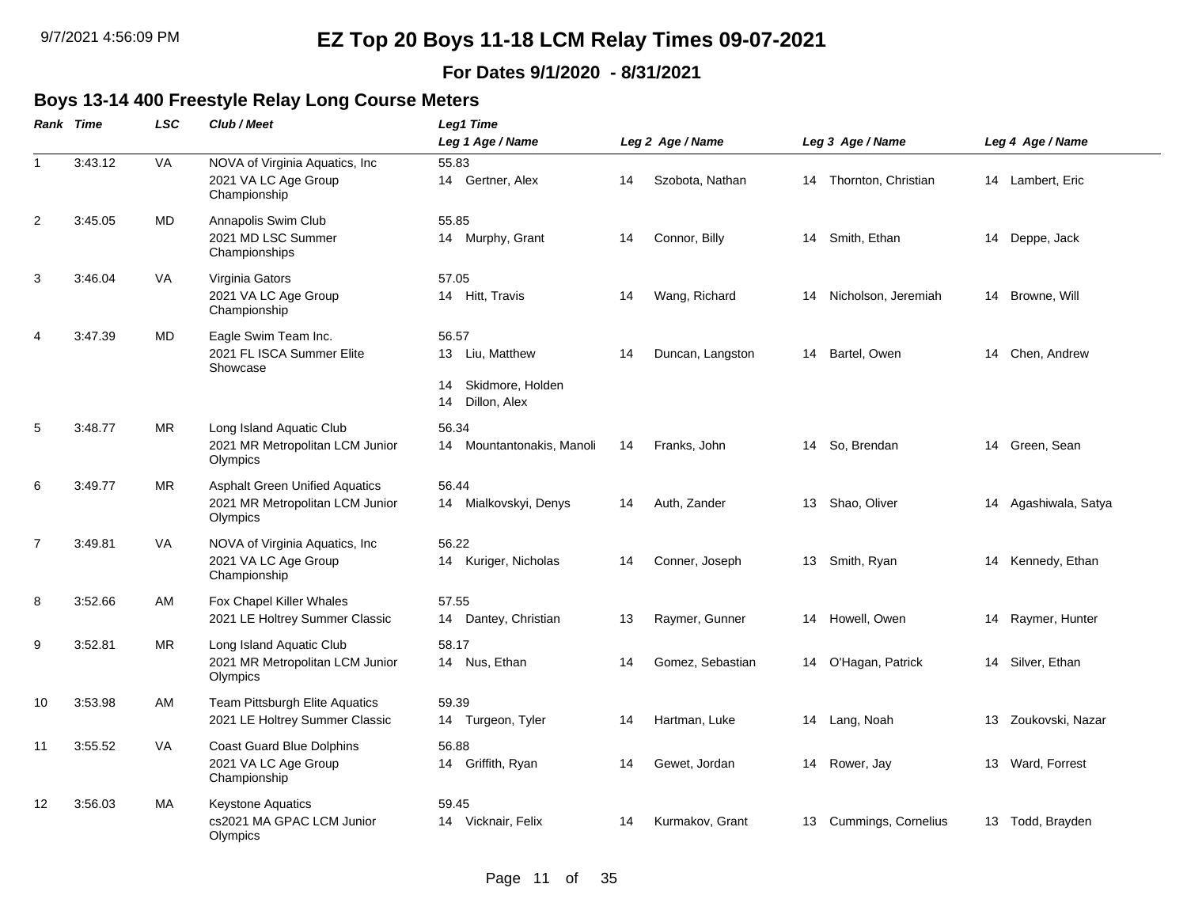# EZ Top 20 Boys 11-18 LCM Relay Times 09-07-2021

**For Dates 9/1/2020 - 8/31/2021**

## Boys 13-14 400 Freestyle Relay Long Course Meters

| Rank | Time | LSC | Club / Meet | Leg1 Time / Leg 1 Age / Name | Leg 2 Age / Name | Leg 3 Age / Name | Leg 4 Age / Name |
|---|---|---|---|---|---|---|---|
| 1 | 3:43.12 | VA | NOVA of Virginia Aquatics, Inc<br>2021 VA LC Age Group Championship | 55.83<br>14 Gertner, Alex | 14 Szobota, Nathan | 14 Thornton, Christian | 14 Lambert, Eric |
| 2 | 3:45.05 | MD | Annapolis Swim Club<br>2021 MD LSC Summer Championships | 55.85<br>14 Murphy, Grant | 14 Connor, Billy | 14 Smith, Ethan | 14 Deppe, Jack |
| 3 | 3:46.04 | VA | Virginia Gators<br>2021 VA LC Age Group Championship | 57.05<br>14 Hitt, Travis | 14 Wang, Richard | 14 Nicholson, Jeremiah | 14 Browne, Will |
| 4 | 3:47.39 | MD | Eagle Swim Team Inc.<br>2021 FL ISCA Summer Elite Showcase | 56.57<br>13 Liu, Matthew<br>14 Skidmore, Holden<br>14 Dillon, Alex | 14 Duncan, Langston | 14 Bartel, Owen | 14 Chen, Andrew |
| 5 | 3:48.77 | MR | Long Island Aquatic Club<br>2021 MR Metropolitan LCM Junior Olympics | 56.34<br>14 Mountantonakis, Manoli | 14 Franks, John | 14 So, Brendan | 14 Green, Sean |
| 6 | 3:49.77 | MR | Asphalt Green Unified Aquatics<br>2021 MR Metropolitan LCM Junior Olympics | 56.44<br>14 Mialkovskyi, Denys | 14 Auth, Zander | 13 Shao, Oliver | 14 Agashiwala, Satya |
| 7 | 3:49.81 | VA | NOVA of Virginia Aquatics, Inc<br>2021 VA LC Age Group Championship | 56.22<br>14 Kuriger, Nicholas | 14 Conner, Joseph | 13 Smith, Ryan | 14 Kennedy, Ethan |
| 8 | 3:52.66 | AM | Fox Chapel Killer Whales<br>2021 LE Holtrey Summer Classic | 57.55<br>14 Dantey, Christian | 13 Raymer, Gunner | 14 Howell, Owen | 14 Raymer, Hunter |
| 9 | 3:52.81 | MR | Long Island Aquatic Club<br>2021 MR Metropolitan LCM Junior Olympics | 58.17<br>14 Nus, Ethan | 14 Gomez, Sebastian | 14 O'Hagan, Patrick | 14 Silver, Ethan |
| 10 | 3:53.98 | AM | Team Pittsburgh Elite Aquatics<br>2021 LE Holtrey Summer Classic | 59.39<br>14 Turgeon, Tyler | 14 Hartman, Luke | 14 Lang, Noah | 13 Zoukovski, Nazar |
| 11 | 3:55.52 | VA | Coast Guard Blue Dolphins<br>2021 VA LC Age Group Championship | 56.88<br>14 Griffith, Ryan | 14 Gewet, Jordan | 14 Rower, Jay | 13 Ward, Forrest |
| 12 | 3:56.03 | MA | Keystone Aquatics<br>cs2021 MA GPAC LCM Junior Olympics | 59.45<br>14 Vicknair, Felix | 14 Kurmakov, Grant | 13 Cummings, Cornelius | 13 Todd, Brayden |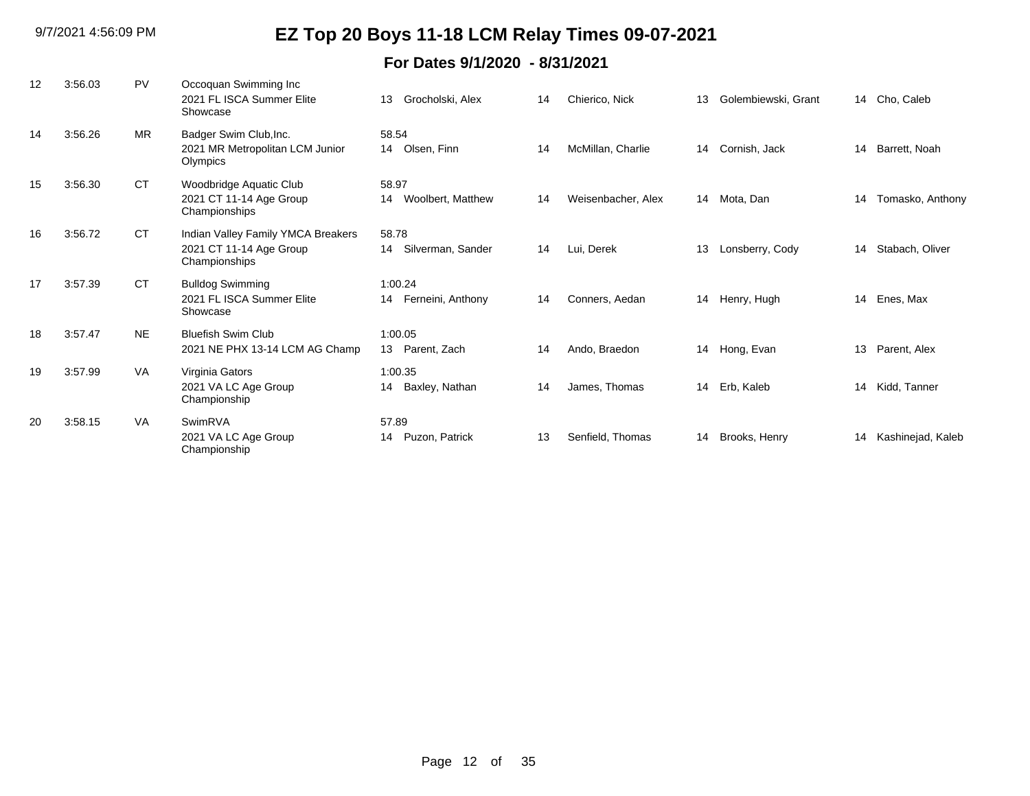# EZ Top 20 Boys 11-18 LCM Relay Times 09-07-2021

## For Dates 9/1/2020 - 8/31/2021

| Rank | Time | LSC | Team / Meet | Split / Swimmer 1 | Swimmer 2 | Swimmer 3 | Swimmer 4 |
|---|---|---|---|---|---|---|---|
| 12 | 3:56.03 | PV | Occoquan Swimming Inc<br>2021 FL ISCA Summer Elite Showcase | 13 Grocholski, Alex | 14 Chierico, Nick | 13 Golembiewski, Grant | 14 Cho, Caleb |
| 14 | 3:56.26 | MR | Badger Swim Club,Inc.<br>2021 MR Metropolitan LCM Junior Olympics | 58.54<br>14 Olsen, Finn | 14 McMillan, Charlie | 14 Cornish, Jack | 14 Barrett, Noah |
| 15 | 3:56.30 | CT | Woodbridge Aquatic Club<br>2021 CT 11-14 Age Group Championships | 58.97<br>14 Woolbert, Matthew | 14 Weisenbacher, Alex | 14 Mota, Dan | 14 Tomasko, Anthony |
| 16 | 3:56.72 | CT | Indian Valley Family YMCA Breakers<br>2021 CT 11-14 Age Group Championships | 58.78<br>14 Silverman, Sander | 14 Lui, Derek | 13 Lonsberry, Cody | 14 Stabach, Oliver |
| 17 | 3:57.39 | CT | Bulldog Swimming<br>2021 FL ISCA Summer Elite Showcase | 1:00.24<br>14 Ferneini, Anthony | 14 Conners, Aedan | 14 Henry, Hugh | 14 Enes, Max |
| 18 | 3:57.47 | NE | Bluefish Swim Club<br>2021 NE PHX 13-14 LCM AG Champ | 1:00.05<br>13 Parent, Zach | 14 Ando, Braedon | 14 Hong, Evan | 13 Parent, Alex |
| 19 | 3:57.99 | VA | Virginia Gators<br>2021 VA LC Age Group Championship | 1:00.35<br>14 Baxley, Nathan | 14 James, Thomas | 14 Erb, Kaleb | 14 Kidd, Tanner |
| 20 | 3:58.15 | VA | SwimRVA<br>2021 VA LC Age Group Championship | 57.89<br>14 Puzon, Patrick | 13 Senfield, Thomas | 14 Brooks, Henry | 14 Kashinejad, Kaleb |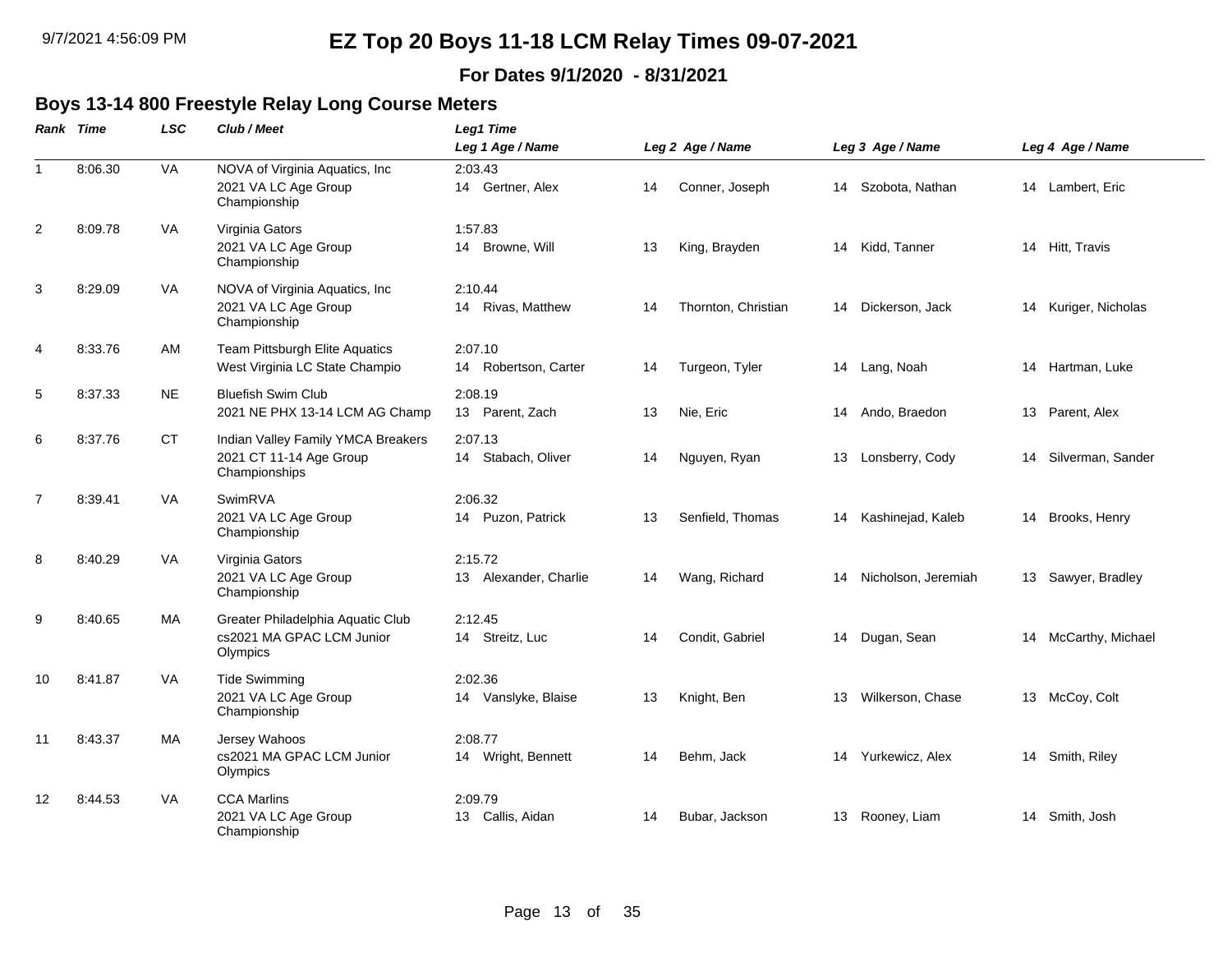# EZ Top 20 Boys 11-18 LCM Relay Times 09-07-2021

**For Dates 9/1/2020 - 8/31/2021**

## Boys 13-14 800 Freestyle Relay Long Course Meters

| Rank | Time | LSC | Club / Meet | Leg1 Time / Leg 1 Age / Name | Leg 2 Age / Name | Leg 3 Age / Name | Leg 4 Age / Name |
|---|---|---|---|---|---|---|---|
| 1 | 8:06.30 | VA | NOVA of Virginia Aquatics, Inc<br>2021 VA LC Age Group Championship | 2:03.43<br>14 Gertner, Alex | 14 Conner, Joseph | 14 Szobota, Nathan | 14 Lambert, Eric |
| 2 | 8:09.78 | VA | Virginia Gators<br>2021 VA LC Age Group Championship | 1:57.83<br>14 Browne, Will | 13 King, Brayden | 14 Kidd, Tanner | 14 Hitt, Travis |
| 3 | 8:29.09 | VA | NOVA of Virginia Aquatics, Inc<br>2021 VA LC Age Group Championship | 2:10.44<br>14 Rivas, Matthew | 14 Thornton, Christian | 14 Dickerson, Jack | 14 Kuriger, Nicholas |
| 4 | 8:33.76 | AM | Team Pittsburgh Elite Aquatics<br>West Virginia LC State Champio | 2:07.10<br>14 Robertson, Carter | 14 Turgeon, Tyler | 14 Lang, Noah | 14 Hartman, Luke |
| 5 | 8:37.33 | NE | Bluefish Swim Club<br>2021 NE PHX 13-14 LCM AG Champ | 2:08.19<br>13 Parent, Zach | 13 Nie, Eric | 14 Ando, Braedon | 13 Parent, Alex |
| 6 | 8:37.76 | CT | Indian Valley Family YMCA Breakers<br>2021 CT 11-14 Age Group Championships | 2:07.13<br>14 Stabach, Oliver | 14 Nguyen, Ryan | 13 Lonsberry, Cody | 14 Silverman, Sander |
| 7 | 8:39.41 | VA | SwimRVA<br>2021 VA LC Age Group Championship | 2:06.32<br>14 Puzon, Patrick | 13 Senfield, Thomas | 14 Kashinejad, Kaleb | 14 Brooks, Henry |
| 8 | 8:40.29 | VA | Virginia Gators<br>2021 VA LC Age Group Championship | 2:15.72<br>13 Alexander, Charlie | 14 Wang, Richard | 14 Nicholson, Jeremiah | 13 Sawyer, Bradley |
| 9 | 8:40.65 | MA | Greater Philadelphia Aquatic Club<br>cs2021 MA GPAC LCM Junior Olympics | 2:12.45<br>14 Streitz, Luc | 14 Condit, Gabriel | 14 Dugan, Sean | 14 McCarthy, Michael |
| 10 | 8:41.87 | VA | Tide Swimming<br>2021 VA LC Age Group Championship | 2:02.36<br>14 Vanslyke, Blaise | 13 Knight, Ben | 13 Wilkerson, Chase | 13 McCoy, Colt |
| 11 | 8:43.37 | MA | Jersey Wahoos<br>cs2021 MA GPAC LCM Junior Olympics | 2:08.77<br>14 Wright, Bennett | 14 Behm, Jack | 14 Yurkewicz, Alex | 14 Smith, Riley |
| 12 | 8:44.53 | VA | CCA Marlins<br>2021 VA LC Age Group Championship | 2:09.79<br>13 Callis, Aidan | 14 Bubar, Jackson | 13 Rooney, Liam | 14 Smith, Josh |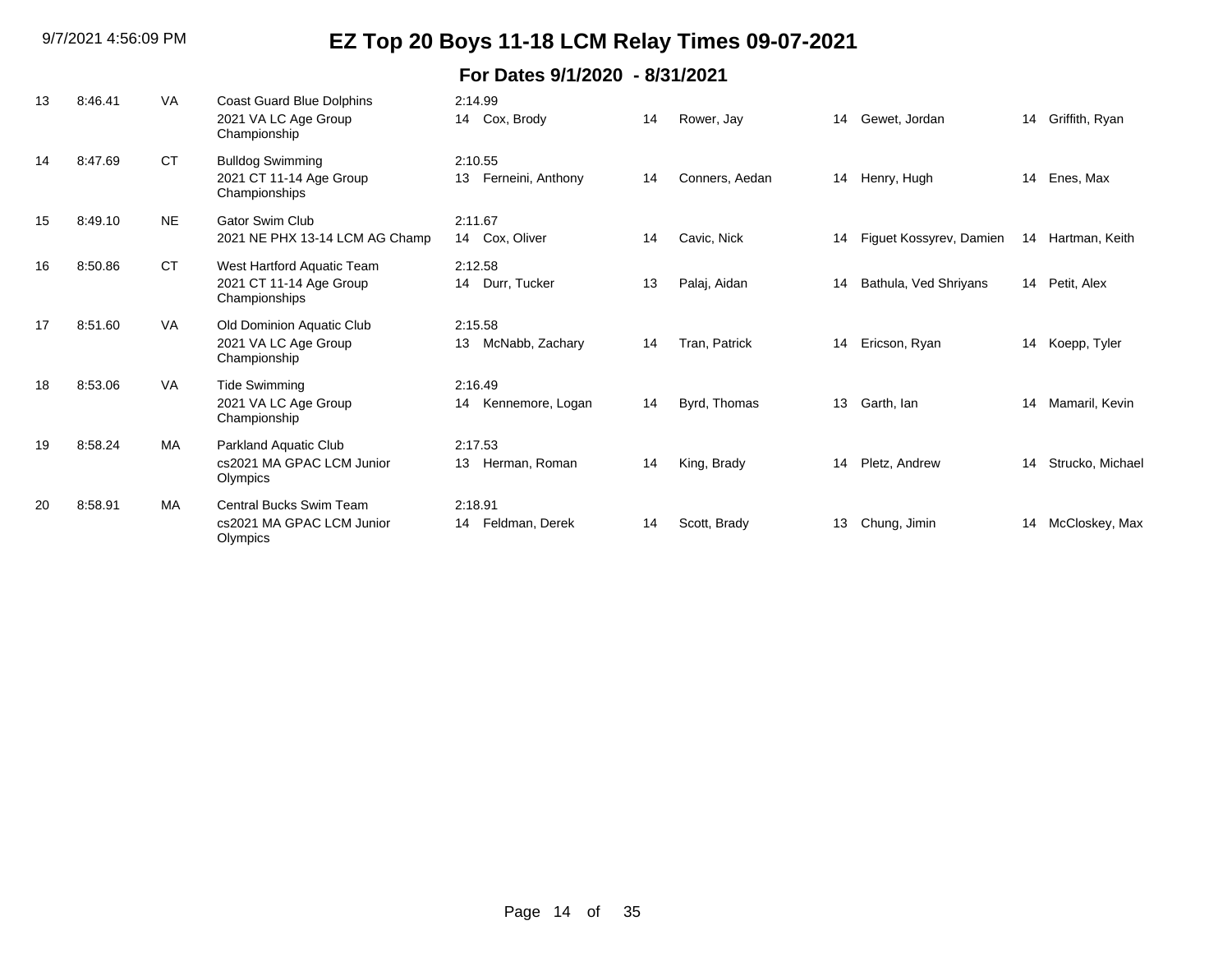# EZ Top 20 Boys 11-18 LCM Relay Times 09-07-2021

## For Dates 9/1/2020 - 8/31/2021

| Rank | Time | LSC | Team / Meet | Split / Swimmer 1 | Age | Swimmer 2 | Age | Swimmer 3 | Age | Swimmer 4 |
|---|---|---|---|---|---|---|---|---|---|---|
| 13 | 8:46.41 | VA | Coast Guard Blue Dolphins<br>2021 VA LC Age Group Championship | 2:14.99<br>14 Cox, Brody | 14 | Rower, Jay | 14 | Gewet, Jordan | 14 | Griffith, Ryan |
| 14 | 8:47.69 | CT | Bulldog Swimming<br>2021 CT 11-14 Age Group Championships | 2:10.55<br>13 Ferneini, Anthony | 14 | Conners, Aedan | 14 | Henry, Hugh | 14 | Enes, Max |
| 15 | 8:49.10 | NE | Gator Swim Club<br>2021 NE PHX 13-14 LCM AG Champ | 2:11.67<br>14 Cox, Oliver | 14 | Cavic, Nick | 14 | Figuet Kossyrev, Damien | 14 | Hartman, Keith |
| 16 | 8:50.86 | CT | West Hartford Aquatic Team<br>2021 CT 11-14 Age Group Championships | 2:12.58<br>14 Durr, Tucker | 13 | Palaj, Aidan | 14 | Bathula, Ved Shriyans | 14 | Petit, Alex |
| 17 | 8:51.60 | VA | Old Dominion Aquatic Club<br>2021 VA LC Age Group Championship | 2:15.58<br>13 McNabb, Zachary | 14 | Tran, Patrick | 14 | Ericson, Ryan | 14 | Koepp, Tyler |
| 18 | 8:53.06 | VA | Tide Swimming<br>2021 VA LC Age Group Championship | 2:16.49<br>14 Kennemore, Logan | 14 | Byrd, Thomas | 13 | Garth, Ian | 14 | Mamaril, Kevin |
| 19 | 8:58.24 | MA | Parkland Aquatic Club<br>cs2021 MA GPAC LCM Junior Olympics | 2:17.53<br>13 Herman, Roman | 14 | King, Brady | 14 | Pletz, Andrew | 14 | Strucko, Michael |
| 20 | 8:58.91 | MA | Central Bucks Swim Team<br>cs2021 MA GPAC LCM Junior Olympics | 2:18.91<br>14 Feldman, Derek | 14 | Scott, Brady | 13 | Chung, Jimin | 14 | McCloskey, Max |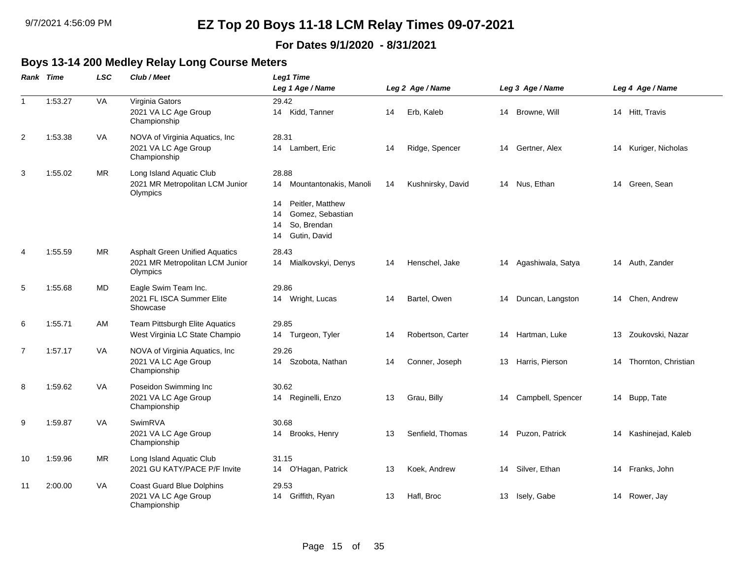# EZ Top 20 Boys 11-18 LCM Relay Times 09-07-2021

**For Dates 9/1/2020 - 8/31/2021**

## Boys 13-14 200 Medley Relay Long Course Meters

| Rank | Time | LSC | Club / Meet | Leg1 Time / Leg 1 Age / Name | Leg 2 Age / Name | Leg 3 Age / Name | Leg 4 Age / Name |
|---|---|---|---|---|---|---|---|
| 1 | 1:53.27 | VA | Virginia Gators<br>2021 VA LC Age Group Championship | 29.42<br>14 Kidd, Tanner | 14 Erb, Kaleb | 14 Browne, Will | 14 Hitt, Travis |
| 2 | 1:53.38 | VA | NOVA of Virginia Aquatics, Inc<br>2021 VA LC Age Group Championship | 28.31<br>14 Lambert, Eric | 14 Ridge, Spencer | 14 Gertner, Alex | 14 Kuriger, Nicholas |
| 3 | 1:55.02 | MR | Long Island Aquatic Club<br>2021 MR Metropolitan LCM Junior Olympics | 28.88<br>14 Mountantonakis, Manoli<br>14 Peitler, Matthew<br>14 Gomez, Sebastian<br>14 So, Brendan<br>14 Gutin, David | 14 Kushnirsky, David | 14 Nus, Ethan | 14 Green, Sean |
| 4 | 1:55.59 | MR | Asphalt Green Unified Aquatics<br>2021 MR Metropolitan LCM Junior Olympics | 28.43<br>14 Mialkovskyi, Denys | 14 Henschel, Jake | 14 Agashiwala, Satya | 14 Auth, Zander |
| 5 | 1:55.68 | MD | Eagle Swim Team Inc.<br>2021 FL ISCA Summer Elite Showcase | 29.86<br>14 Wright, Lucas | 14 Bartel, Owen | 14 Duncan, Langston | 14 Chen, Andrew |
| 6 | 1:55.71 | AM | Team Pittsburgh Elite Aquatics<br>West Virginia LC State Champio | 29.85<br>14 Turgeon, Tyler | 14 Robertson, Carter | 14 Hartman, Luke | 13 Zoukovski, Nazar |
| 7 | 1:57.17 | VA | NOVA of Virginia Aquatics, Inc<br>2021 VA LC Age Group Championship | 29.26<br>14 Szobota, Nathan | 14 Conner, Joseph | 13 Harris, Pierson | 14 Thornton, Christian |
| 8 | 1:59.62 | VA | Poseidon Swimming Inc<br>2021 VA LC Age Group Championship | 30.62<br>14 Reginelli, Enzo | 13 Grau, Billy | 14 Campbell, Spencer | 14 Bupp, Tate |
| 9 | 1:59.87 | VA | SwimRVA<br>2021 VA LC Age Group Championship | 30.68<br>14 Brooks, Henry | 13 Senfield, Thomas | 14 Puzon, Patrick | 14 Kashinejad, Kaleb |
| 10 | 1:59.96 | MR | Long Island Aquatic Club<br>2021 GU KATY/PACE P/F Invite | 31.15<br>14 O'Hagan, Patrick | 13 Koek, Andrew | 14 Silver, Ethan | 14 Franks, John |
| 11 | 2:00.00 | VA | Coast Guard Blue Dolphins<br>2021 VA LC Age Group Championship | 29.53<br>14 Griffith, Ryan | 13 Hafl, Broc | 13 Isely, Gabe | 14 Rower, Jay |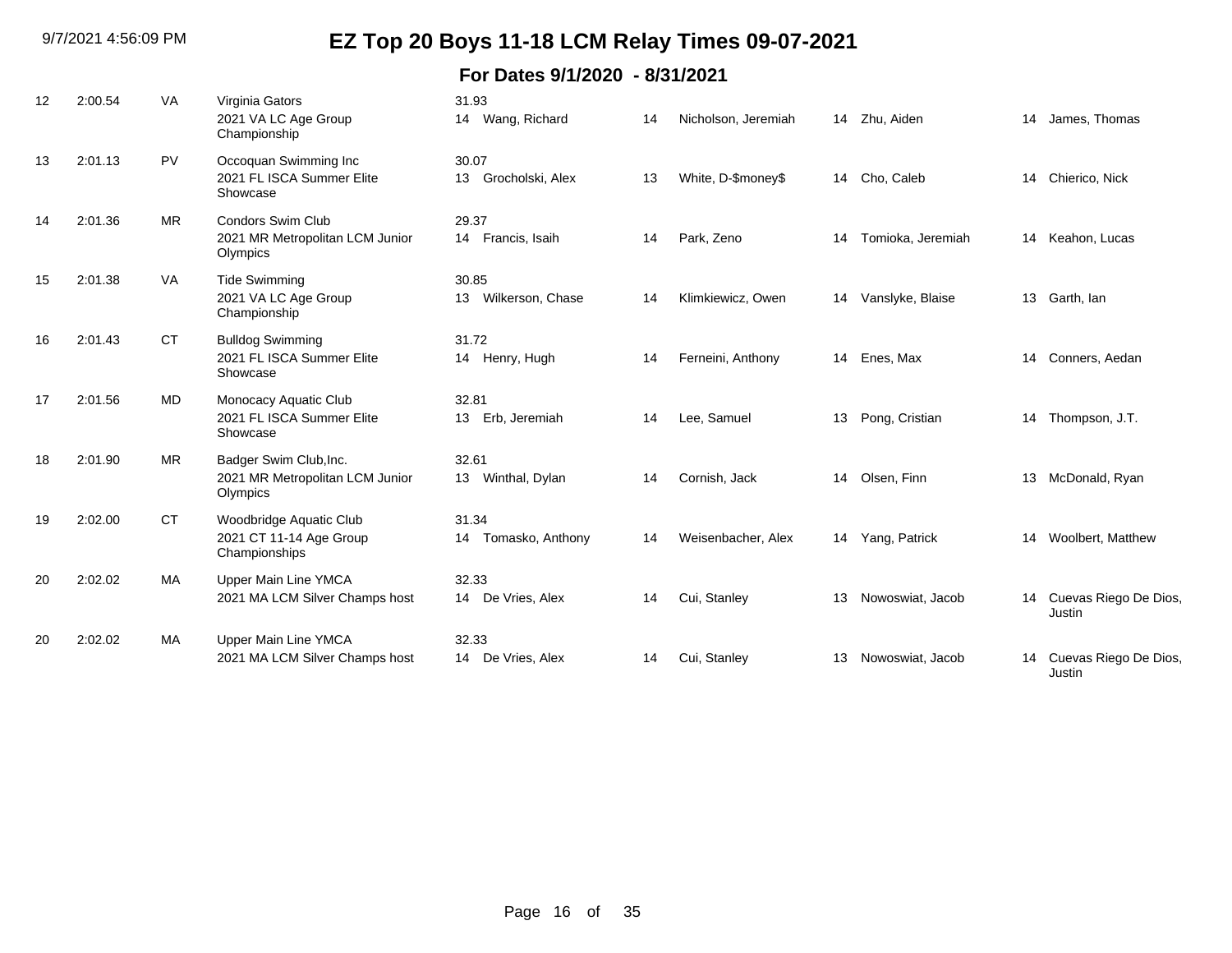# EZ Top 20 Boys 11-18 LCM Relay Times 09-07-2021

## For Dates 9/1/2020 - 8/31/2021

| Rank | Time | LSC | Team / Meet | Lead-off Split / Swimmer 1 | Age | Swimmer 2 | Age | Swimmer 3 | Age | Swimmer 4 |
|---|---|---|---|---|---|---|---|---|---|---|
| 12 | 2:00.54 | VA | Virginia Gators<br>2021 VA LC Age Group Championship | 31.93<br>14 Wang, Richard | 14 | Nicholson, Jeremiah | 14 | Zhu, Aiden | 14 | James, Thomas |
| 13 | 2:01.13 | PV | Occoquan Swimming Inc<br>2021 FL ISCA Summer Elite Showcase | 30.07<br>13 Grocholski, Alex | 13 | White, D-$money$ | 14 | Cho, Caleb | 14 | Chierico, Nick |
| 14 | 2:01.36 | MR | Condors Swim Club<br>2021 MR Metropolitan LCM Junior Olympics | 29.37<br>14 Francis, Isaih | 14 | Park, Zeno | 14 | Tomioka, Jeremiah | 14 | Keahon, Lucas |
| 15 | 2:01.38 | VA | Tide Swimming<br>2021 VA LC Age Group Championship | 30.85<br>13 Wilkerson, Chase | 14 | Klimkiewicz, Owen | 14 | Vanslyke, Blaise | 13 | Garth, Ian |
| 16 | 2:01.43 | CT | Bulldog Swimming<br>2021 FL ISCA Summer Elite Showcase | 31.72<br>14 Henry, Hugh | 14 | Ferneini, Anthony | 14 | Enes, Max | 14 | Conners, Aedan |
| 17 | 2:01.56 | MD | Monocacy Aquatic Club<br>2021 FL ISCA Summer Elite Showcase | 32.81<br>13 Erb, Jeremiah | 14 | Lee, Samuel | 13 | Pong, Cristian | 14 | Thompson, J.T. |
| 18 | 2:01.90 | MR | Badger Swim Club,Inc.<br>2021 MR Metropolitan LCM Junior Olympics | 32.61<br>13 Winthal, Dylan | 14 | Cornish, Jack | 14 | Olsen, Finn | 13 | McDonald, Ryan |
| 19 | 2:02.00 | CT | Woodbridge Aquatic Club<br>2021 CT 11-14 Age Group Championships | 31.34<br>14 Tomasko, Anthony | 14 | Weisenbacher, Alex | 14 | Yang, Patrick | 14 | Woolbert, Matthew |
| 20 | 2:02.02 | MA | Upper Main Line YMCA<br>2021 MA LCM Silver Champs host | 32.33<br>14 De Vries, Alex | 14 | Cui, Stanley | 13 | Nowoswiat, Jacob | 14 | Cuevas Riego De Dios, Justin |
| 20 | 2:02.02 | MA | Upper Main Line YMCA<br>2021 MA LCM Silver Champs host | 32.33<br>14 De Vries, Alex | 14 | Cui, Stanley | 13 | Nowoswiat, Jacob | 14 | Cuevas Riego De Dios, Justin |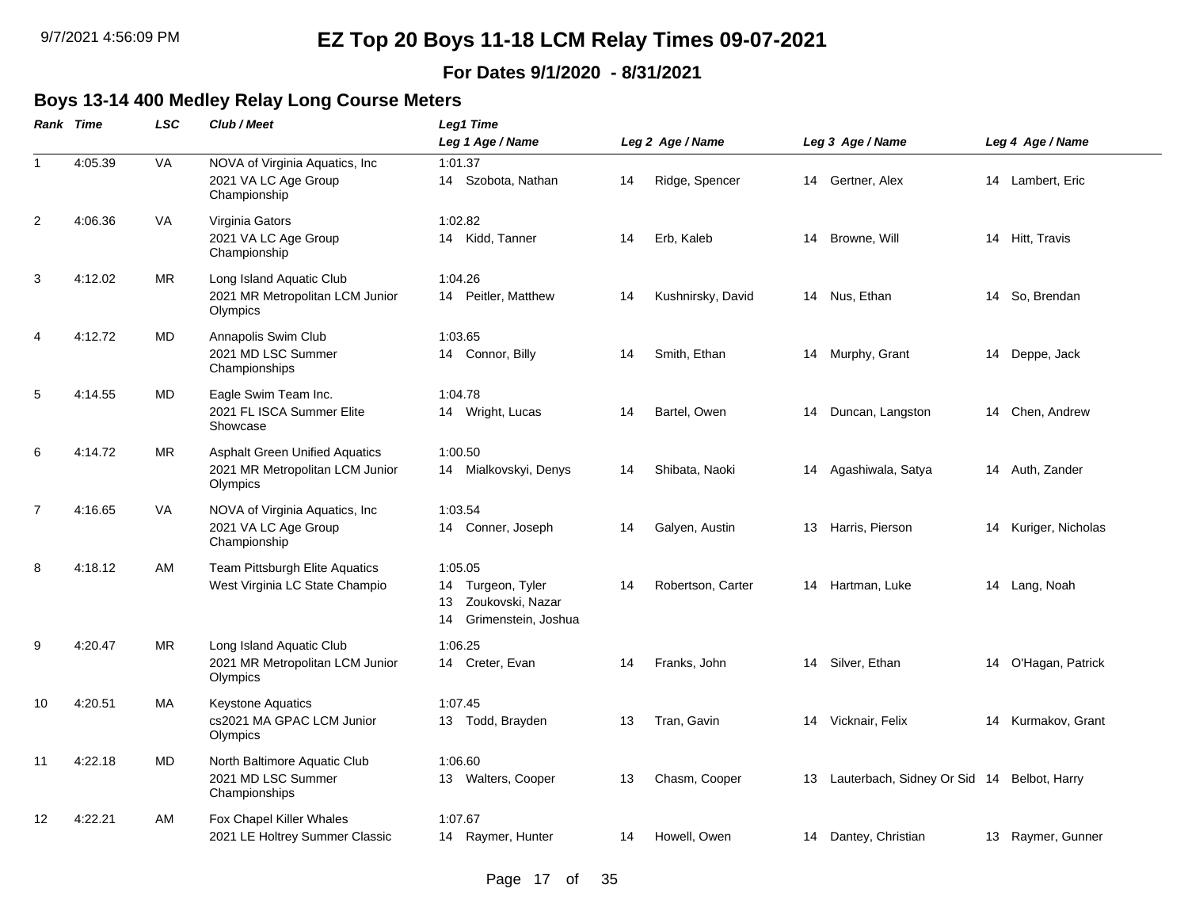# EZ Top 20 Boys 11-18 LCM Relay Times 09-07-2021

## For Dates 9/1/2020 - 8/31/2021

### Boys 13-14 400 Medley Relay Long Course Meters

| Rank | Time | LSC | Club / Meet | Leg1 Time / Leg 1 Age / Name | Leg 2 Age / Name | Leg 3 Age / Name | Leg 4 Age / Name |
|---|---|---|---|---|---|---|---|
| 1 | 4:05.39 | VA | NOVA of Virginia Aquatics, Inc<br>2021 VA LC Age Group Championship | 1:01.37<br>14 Szobota, Nathan | 14 Ridge, Spencer | 14 Gertner, Alex | 14 Lambert, Eric |
| 2 | 4:06.36 | VA | Virginia Gators<br>2021 VA LC Age Group Championship | 1:02.82<br>14 Kidd, Tanner | 14 Erb, Kaleb | 14 Browne, Will | 14 Hitt, Travis |
| 3 | 4:12.02 | MR | Long Island Aquatic Club<br>2021 MR Metropolitan LCM Junior Olympics | 1:04.26<br>14 Peitler, Matthew | 14 Kushnirsky, David | 14 Nus, Ethan | 14 So, Brendan |
| 4 | 4:12.72 | MD | Annapolis Swim Club<br>2021 MD LSC Summer Championships | 1:03.65<br>14 Connor, Billy | 14 Smith, Ethan | 14 Murphy, Grant | 14 Deppe, Jack |
| 5 | 4:14.55 | MD | Eagle Swim Team Inc.<br>2021 FL ISCA Summer Elite Showcase | 1:04.78<br>14 Wright, Lucas | 14 Bartel, Owen | 14 Duncan, Langston | 14 Chen, Andrew |
| 6 | 4:14.72 | MR | Asphalt Green Unified Aquatics<br>2021 MR Metropolitan LCM Junior Olympics | 1:00.50<br>14 Mialkovskyi, Denys | 14 Shibata, Naoki | 14 Agashiwala, Satya | 14 Auth, Zander |
| 7 | 4:16.65 | VA | NOVA of Virginia Aquatics, Inc<br>2021 VA LC Age Group Championship | 1:03.54<br>14 Conner, Joseph | 14 Galyen, Austin | 13 Harris, Pierson | 14 Kuriger, Nicholas |
| 8 | 4:18.12 | AM | Team Pittsburgh Elite Aquatics<br>West Virginia LC State Champio | 1:05.05<br>14 Turgeon, Tyler<br>13 Zoukovski, Nazar<br>14 Grimenstein, Joshua | 14 Robertson, Carter | 14 Hartman, Luke | 14 Lang, Noah |
| 9 | 4:20.47 | MR | Long Island Aquatic Club<br>2021 MR Metropolitan LCM Junior Olympics | 1:06.25<br>14 Creter, Evan | 14 Franks, John | 14 Silver, Ethan | 14 O'Hagan, Patrick |
| 10 | 4:20.51 | MA | Keystone Aquatics<br>cs2021 MA GPAC LCM Junior Olympics | 1:07.45<br>13 Todd, Brayden | 13 Tran, Gavin | 14 Vicknair, Felix | 14 Kurmakov, Grant |
| 11 | 4:22.18 | MD | North Baltimore Aquatic Club<br>2021 MD LSC Summer Championships | 1:06.60<br>13 Walters, Cooper | 13 Chasm, Cooper | 13 Lauterbach, Sidney Or Sid | 14 Belbot, Harry |
| 12 | 4:22.21 | AM | Fox Chapel Killer Whales<br>2021 LE Holtrey Summer Classic | 1:07.67<br>14 Raymer, Hunter | 14 Howell, Owen | 14 Dantey, Christian | 13 Raymer, Gunner |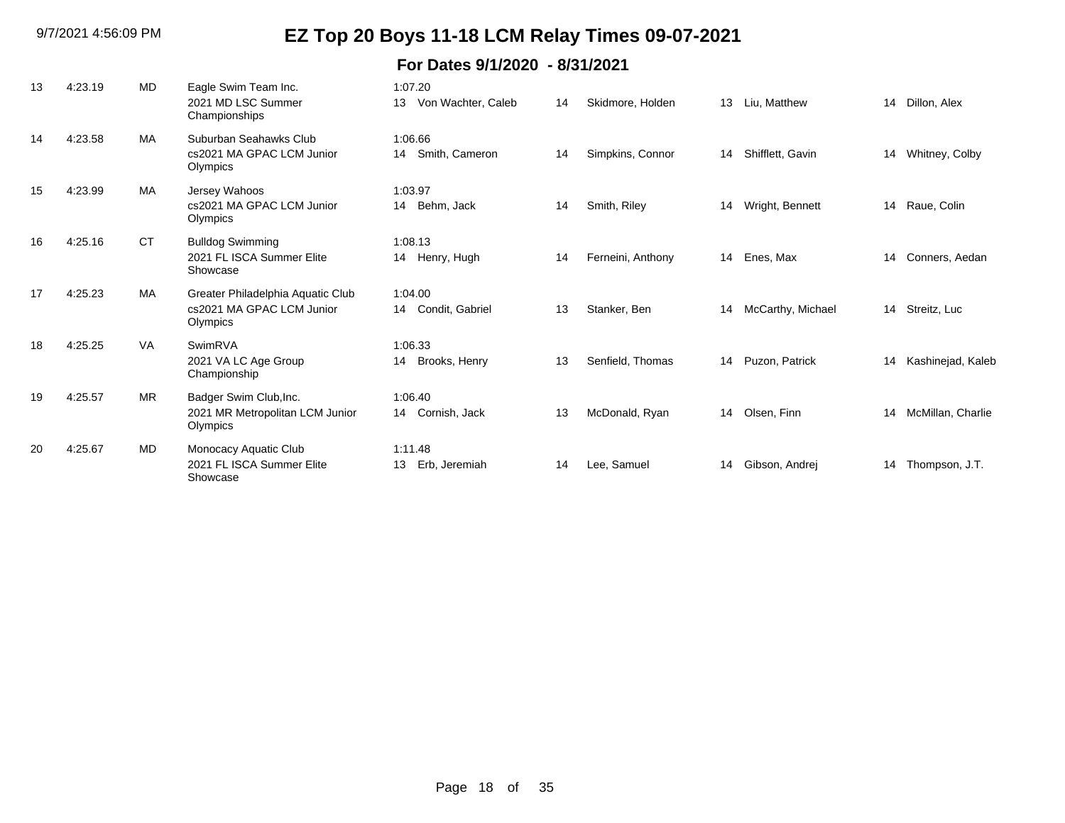# EZ Top 20 Boys 11-18 LCM Relay Times 09-07-2021

## For Dates 9/1/2020 - 8/31/2021

| Rank | Time | LSC | Team / Meet | Split / Swimmer 1 | Age | Swimmer 2 | Age | Swimmer 3 | Age | Swimmer 4 |
|---|---|---|---|---|---|---|---|---|---|---|
| 13 | 4:23.19 | MD | Eagle Swim Team Inc. 2021 MD LSC Summer Championships | 1:07.20 13 Von Wachter, Caleb | 14 | Skidmore, Holden | 13 | Liu, Matthew | 14 | Dillon, Alex |
| 14 | 4:23.58 | MA | Suburban Seahawks Club cs2021 MA GPAC LCM Junior Olympics | 1:06.66 14 Smith, Cameron | 14 | Simpkins, Connor | 14 | Shifflett, Gavin | 14 | Whitney, Colby |
| 15 | 4:23.99 | MA | Jersey Wahoos cs2021 MA GPAC LCM Junior Olympics | 1:03.97 14 Behm, Jack | 14 | Smith, Riley | 14 | Wright, Bennett | 14 | Raue, Colin |
| 16 | 4:25.16 | CT | Bulldog Swimming 2021 FL ISCA Summer Elite Showcase | 1:08.13 14 Henry, Hugh | 14 | Ferneini, Anthony | 14 | Enes, Max | 14 | Conners, Aedan |
| 17 | 4:25.23 | MA | Greater Philadelphia Aquatic Club cs2021 MA GPAC LCM Junior Olympics | 1:04.00 14 Condit, Gabriel | 13 | Stanker, Ben | 14 | McCarthy, Michael | 14 | Streitz, Luc |
| 18 | 4:25.25 | VA | SwimRVA 2021 VA LC Age Group Championship | 1:06.33 14 Brooks, Henry | 13 | Senfield, Thomas | 14 | Puzon, Patrick | 14 | Kashinejad, Kaleb |
| 19 | 4:25.57 | MR | Badger Swim Club,Inc. 2021 MR Metropolitan LCM Junior Olympics | 1:06.40 14 Cornish, Jack | 13 | McDonald, Ryan | 14 | Olsen, Finn | 14 | McMillan, Charlie |
| 20 | 4:25.67 | MD | Monocacy Aquatic Club 2021 FL ISCA Summer Elite Showcase | 1:11.48 13 Erb, Jeremiah | 14 | Lee, Samuel | 14 | Gibson, Andrej | 14 | Thompson, J.T. |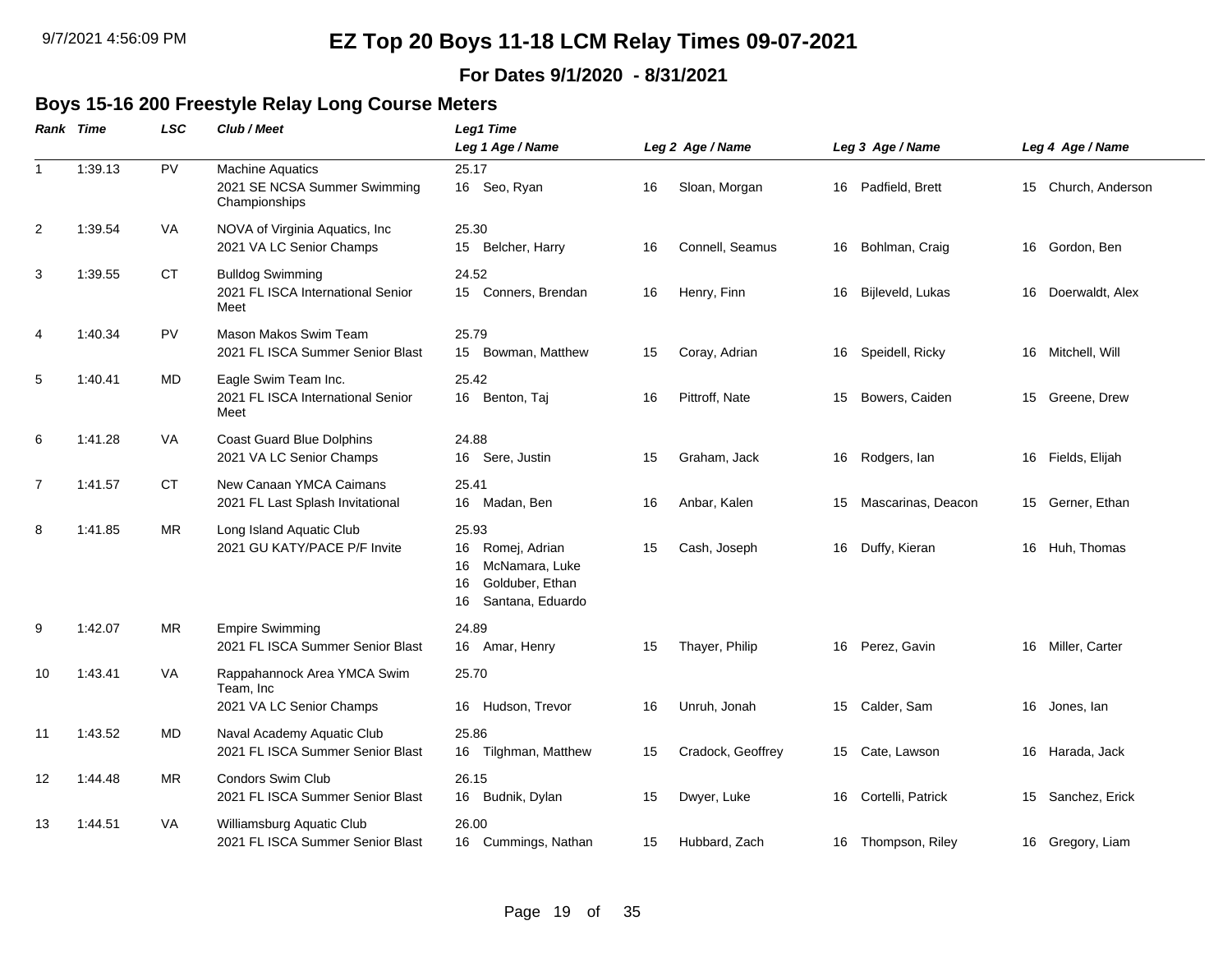# EZ Top 20 Boys 11-18 LCM Relay Times 09-07-2021

**For Dates 9/1/2020 - 8/31/2021**

## Boys 15-16 200 Freestyle Relay Long Course Meters

| Rank | Time | LSC | Club / Meet | Leg1 Time / Leg 1 Age / Name | Leg 2 Age / Name | Leg 3 Age / Name | Leg 4 Age / Name |
|---|---|---|---|---|---|---|---|
| 1 | 1:39.13 | PV | Machine Aquatics<br>2021 SE NCSA Summer Swimming Championships | 25.17<br>16 Seo, Ryan | 16 Sloan, Morgan | 16 Padfield, Brett | 15 Church, Anderson |
| 2 | 1:39.54 | VA | NOVA of Virginia Aquatics, Inc<br>2021 VA LC Senior Champs | 25.30<br>15 Belcher, Harry | 16 Connell, Seamus | 16 Bohlman, Craig | 16 Gordon, Ben |
| 3 | 1:39.55 | CT | Bulldog Swimming<br>2021 FL ISCA International Senior Meet | 24.52<br>15 Conners, Brendan | 16 Henry, Finn | 16 Bijleveld, Lukas | 16 Doerwaldt, Alex |
| 4 | 1:40.34 | PV | Mason Makos Swim Team<br>2021 FL ISCA Summer Senior Blast | 25.79<br>15 Bowman, Matthew | 15 Coray, Adrian | 16 Speidell, Ricky | 16 Mitchell, Will |
| 5 | 1:40.41 | MD | Eagle Swim Team Inc.<br>2021 FL ISCA International Senior Meet | 25.42<br>16 Benton, Taj | 16 Pittroff, Nate | 15 Bowers, Caiden | 15 Greene, Drew |
| 6 | 1:41.28 | VA | Coast Guard Blue Dolphins<br>2021 VA LC Senior Champs | 24.88<br>16 Sere, Justin | 15 Graham, Jack | 16 Rodgers, Ian | 16 Fields, Elijah |
| 7 | 1:41.57 | CT | New Canaan YMCA Caimans<br>2021 FL Last Splash Invitational | 25.41<br>16 Madan, Ben | 16 Anbar, Kalen | 15 Mascarinas, Deacon | 15 Gerner, Ethan |
| 8 | 1:41.85 | MR | Long Island Aquatic Club<br>2021 GU KATY/PACE P/F Invite | 25.93<br>16 Romej, Adrian<br>16 McNamara, Luke<br>16 Golduber, Ethan<br>16 Santana, Eduardo | 15 Cash, Joseph | 16 Duffy, Kieran | 16 Huh, Thomas |
| 9 | 1:42.07 | MR | Empire Swimming<br>2021 FL ISCA Summer Senior Blast | 24.89<br>16 Amar, Henry | 15 Thayer, Philip | 16 Perez, Gavin | 16 Miller, Carter |
| 10 | 1:43.41 | VA | Rappahannock Area YMCA Swim Team, Inc<br>2021 VA LC Senior Champs | 25.70<br>16 Hudson, Trevor | 16 Unruh, Jonah | 15 Calder, Sam | 16 Jones, Ian |
| 11 | 1:43.52 | MD | Naval Academy Aquatic Club<br>2021 FL ISCA Summer Senior Blast | 25.86<br>16 Tilghman, Matthew | 15 Cradock, Geoffrey | 15 Cate, Lawson | 16 Harada, Jack |
| 12 | 1:44.48 | MR | Condors Swim Club<br>2021 FL ISCA Summer Senior Blast | 26.15<br>16 Budnik, Dylan | 15 Dwyer, Luke | 16 Cortelli, Patrick | 15 Sanchez, Erick |
| 13 | 1:44.51 | VA | Williamsburg Aquatic Club<br>2021 FL ISCA Summer Senior Blast | 26.00<br>16 Cummings, Nathan | 15 Hubbard, Zach | 16 Thompson, Riley | 16 Gregory, Liam |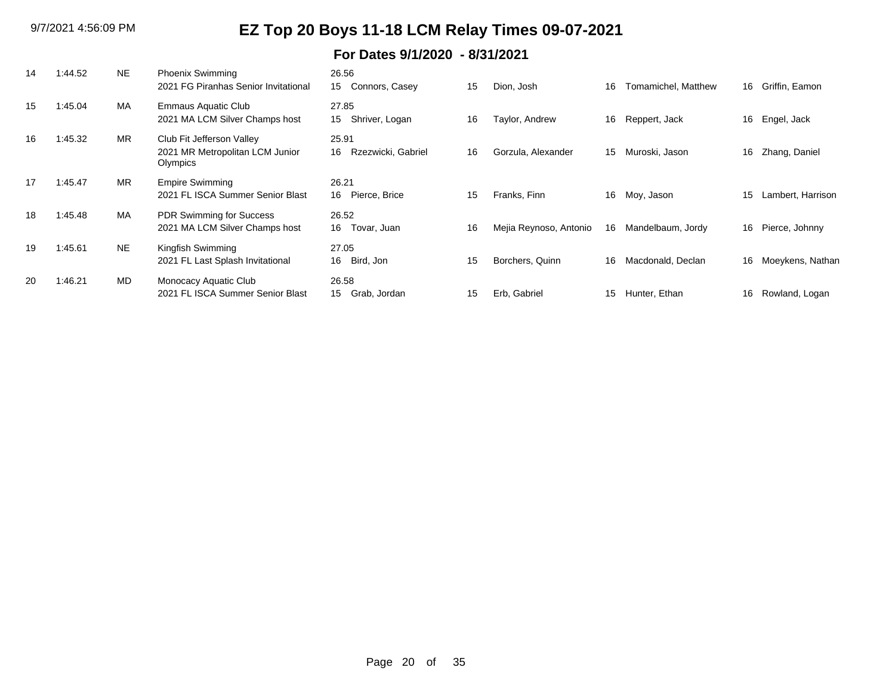# EZ Top 20 Boys 11-18 LCM Relay Times 09-07-2021

## For Dates 9/1/2020 - 8/31/2021

| Rank | Time | LSC | Team / Meet | Split / Age | Swimmer 1 | Age | Swimmer 2 | Age | Swimmer 3 | Age | Swimmer 4 |
|---|---|---|---|---|---|---|---|---|---|---|---|
| 14 | 1:44.52 | NE | Phoenix Swimming<br>2021 FG Piranhas Senior Invitational | 26.56<br>15 | Connors, Casey | 15 | Dion, Josh | 16 | Tomamichel, Matthew | 16 | Griffin, Eamon |
| 15 | 1:45.04 | MA | Emmaus Aquatic Club<br>2021 MA LCM Silver Champs host | 27.85<br>15 | Shriver, Logan | 16 | Taylor, Andrew | 16 | Reppert, Jack | 16 | Engel, Jack |
| 16 | 1:45.32 | MR | Club Fit Jefferson Valley<br>2021 MR Metropolitan LCM Junior Olympics | 25.91<br>16 | Rzezwicki, Gabriel | 16 | Gorzula, Alexander | 15 | Muroski, Jason | 16 | Zhang, Daniel |
| 17 | 1:45.47 | MR | Empire Swimming<br>2021 FL ISCA Summer Senior Blast | 26.21<br>16 | Pierce, Brice | 15 | Franks, Finn | 16 | Moy, Jason | 15 | Lambert, Harrison |
| 18 | 1:45.48 | MA | PDR Swimming for Success<br>2021 MA LCM Silver Champs host | 26.52<br>16 | Tovar, Juan | 16 | Mejia Reynoso, Antonio | 16 | Mandelbaum, Jordy | 16 | Pierce, Johnny |
| 19 | 1:45.61 | NE | Kingfish Swimming<br>2021 FL Last Splash Invitational | 27.05<br>16 | Bird, Jon | 15 | Borchers, Quinn | 16 | Macdonald, Declan | 16 | Moeykens, Nathan |
| 20 | 1:46.21 | MD | Monocacy Aquatic Club<br>2021 FL ISCA Summer Senior Blast | 26.58<br>15 | Grab, Jordan | 15 | Erb, Gabriel | 15 | Hunter, Ethan | 16 | Rowland, Logan |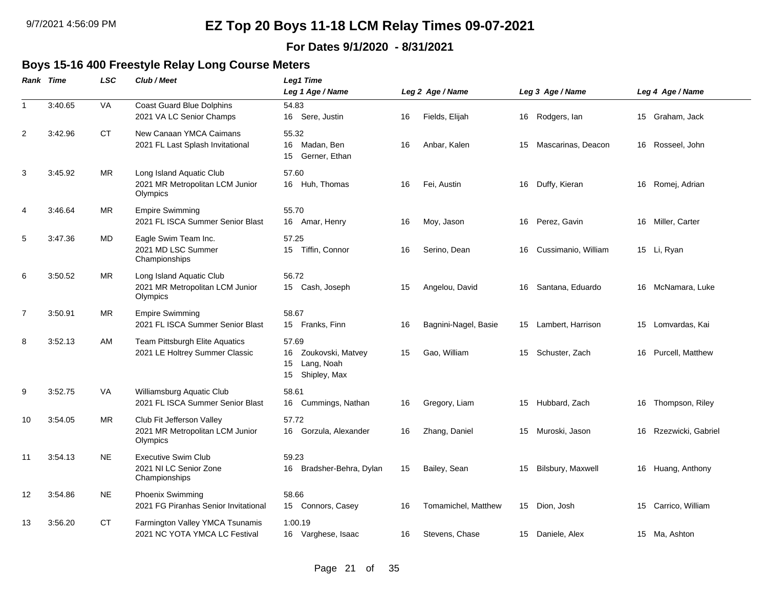# EZ Top 20 Boys 11-18 LCM Relay Times 09-07-2021

**For Dates 9/1/2020 - 8/31/2021**

## Boys 15-16 400 Freestyle Relay Long Course Meters

| Rank | Time | LSC | Club / Meet | Leg1 Time / Leg 1 Age / Name | Leg 2 Age / Name | Leg 3 Age / Name | Leg 4 Age / Name |
|---|---|---|---|---|---|---|---|
| 1 | 3:40.65 | VA | Coast Guard Blue Dolphins<br>2021 VA LC Senior Champs | 54.83<br>16 Sere, Justin | 16 Fields, Elijah | 16 Rodgers, Ian | 15 Graham, Jack |
| 2 | 3:42.96 | CT | New Canaan YMCA Caimans<br>2021 FL Last Splash Invitational | 55.32<br>16 Madan, Ben<br>15 Gerner, Ethan | 16 Anbar, Kalen | 15 Mascarinas, Deacon | 16 Rosseel, John |
| 3 | 3:45.92 | MR | Long Island Aquatic Club<br>2021 MR Metropolitan LCM Junior Olympics | 57.60<br>16 Huh, Thomas | 16 Fei, Austin | 16 Duffy, Kieran | 16 Romej, Adrian |
| 4 | 3:46.64 | MR | Empire Swimming<br>2021 FL ISCA Summer Senior Blast | 55.70<br>16 Amar, Henry | 16 Moy, Jason | 16 Perez, Gavin | 16 Miller, Carter |
| 5 | 3:47.36 | MD | Eagle Swim Team Inc.<br>2021 MD LSC Summer Championships | 57.25<br>15 Tiffin, Connor | 16 Serino, Dean | 16 Cussimanio, William | 15 Li, Ryan |
| 6 | 3:50.52 | MR | Long Island Aquatic Club<br>2021 MR Metropolitan LCM Junior Olympics | 56.72<br>15 Cash, Joseph | 15 Angelou, David | 16 Santana, Eduardo | 16 McNamara, Luke |
| 7 | 3:50.91 | MR | Empire Swimming<br>2021 FL ISCA Summer Senior Blast | 58.67<br>15 Franks, Finn | 16 Bagnini-Nagel, Basie | 15 Lambert, Harrison | 15 Lomvardas, Kai |
| 8 | 3:52.13 | AM | Team Pittsburgh Elite Aquatics<br>2021 LE Holtrey Summer Classic | 57.69<br>16 Zoukovski, Matvey<br>15 Lang, Noah<br>15 Shipley, Max | 15 Gao, William | 15 Schuster, Zach | 16 Purcell, Matthew |
| 9 | 3:52.75 | VA | Williamsburg Aquatic Club<br>2021 FL ISCA Summer Senior Blast | 58.61<br>16 Cummings, Nathan | 16 Gregory, Liam | 15 Hubbard, Zach | 16 Thompson, Riley |
| 10 | 3:54.05 | MR | Club Fit Jefferson Valley<br>2021 MR Metropolitan LCM Junior Olympics | 57.72<br>16 Gorzula, Alexander | 16 Zhang, Daniel | 15 Muroski, Jason | 16 Rzezwicki, Gabriel |
| 11 | 3:54.13 | NE | Executive Swim Club<br>2021 NI LC Senior Zone Championships | 59.23<br>16 Bradsher-Behra, Dylan | 15 Bailey, Sean | 15 Bilsbury, Maxwell | 16 Huang, Anthony |
| 12 | 3:54.86 | NE | Phoenix Swimming<br>2021 FG Piranhas Senior Invitational | 58.66<br>15 Connors, Casey | 16 Tomamichel, Matthew | 15 Dion, Josh | 15 Carrico, William |
| 13 | 3:56.20 | CT | Farmington Valley YMCA Tsunamis<br>2021 NC YOTA YMCA LC Festival | 1:00.19<br>16 Varghese, Isaac | 16 Stevens, Chase | 15 Daniele, Alex | 15 Ma, Ashton |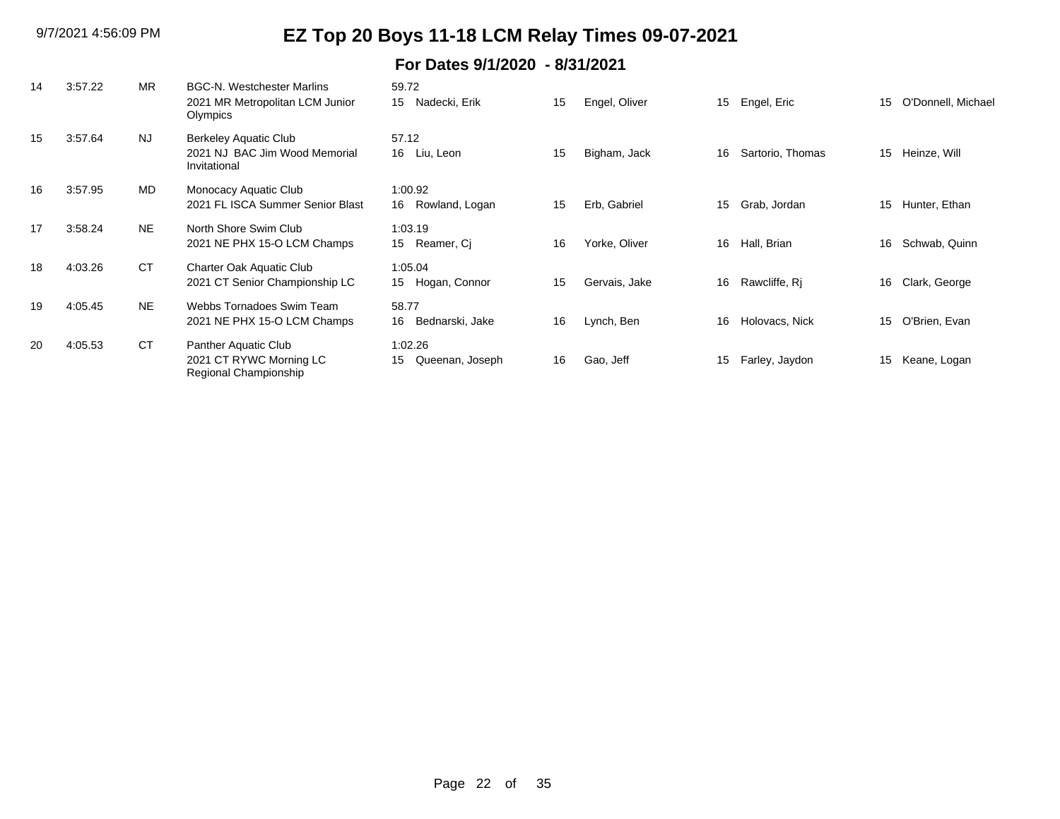# EZ Top 20 Boys 11-18 LCM Relay Times 09-07-2021

## For Dates 9/1/2020 - 8/31/2021

| Rank | Time | LSC | Team / Meet | Swimmer 1 | Age | Swimmer 2 | Age | Swimmer 3 | Age | Swimmer 4 |
|---|---|---|---|---|---|---|---|---|---|---|
| 14 | 3:57.22 | MR | BGC-N. Westchester Marlins<br>2021 MR Metropolitan LCM Junior Olympics | 59.72<br>15 Nadecki, Erik | 15 | Engel, Oliver | 15 | Engel, Eric | 15 | O'Donnell, Michael |
| 15 | 3:57.64 | NJ | Berkeley Aquatic Club<br>2021 NJ BAC Jim Wood Memorial Invitational | 57.12<br>16 Liu, Leon | 15 | Bigham, Jack | 16 | Sartorio, Thomas | 15 | Heinze, Will |
| 16 | 3:57.95 | MD | Monocacy Aquatic Club<br>2021 FL ISCA Summer Senior Blast | 1:00.92<br>16 Rowland, Logan | 15 | Erb, Gabriel | 15 | Grab, Jordan | 15 | Hunter, Ethan |
| 17 | 3:58.24 | NE | North Shore Swim Club<br>2021 NE PHX 15-O LCM Champs | 1:03.19<br>15 Reamer, Cj | 16 | Yorke, Oliver | 16 | Hall, Brian | 16 | Schwab, Quinn |
| 18 | 4:03.26 | CT | Charter Oak Aquatic Club<br>2021 CT Senior Championship LC | 1:05.04<br>15 Hogan, Connor | 15 | Gervais, Jake | 16 | Rawcliffe, Rj | 16 | Clark, George |
| 19 | 4:05.45 | NE | Webbs Tornadoes Swim Team<br>2021 NE PHX 15-O LCM Champs | 58.77<br>16 Bednarski, Jake | 16 | Lynch, Ben | 16 | Holovacs, Nick | 15 | O'Brien, Evan |
| 20 | 4:05.53 | CT | Panther Aquatic Club<br>2021 CT RYWC Morning LC Regional Championship | 1:02.26<br>15 Queenan, Joseph | 16 | Gao, Jeff | 15 | Farley, Jaydon | 15 | Keane, Logan |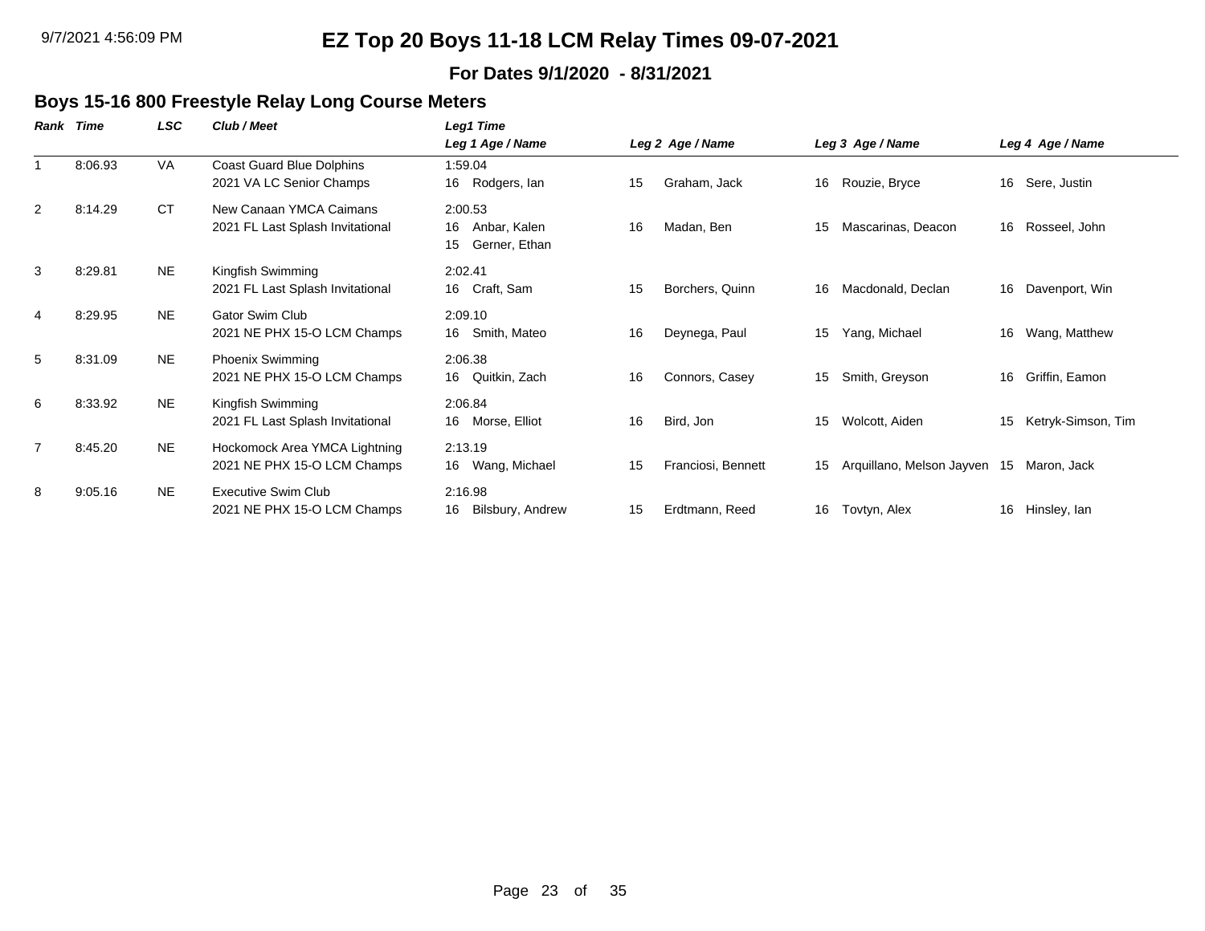# EZ Top 20 Boys 11-18 LCM Relay Times 09-07-2021

**For Dates 9/1/2020 - 8/31/2021**

## Boys 15-16 800 Freestyle Relay Long Course Meters

| Rank | Time | LSC | Club / Meet | Leg1 Time / Leg 1 Age / Name | Leg 2 Age / Name | Leg 3 Age / Name | Leg 4 Age / Name |
|---|---|---|---|---|---|---|---|
| 1 | 8:06.93 | VA | Coast Guard Blue Dolphins<br>2021 VA LC Senior Champs | 1:59.04<br>16 Rodgers, Ian | 15 Graham, Jack | 16 Rouzie, Bryce | 16 Sere, Justin |
| 2 | 8:14.29 | CT | New Canaan YMCA Caimans<br>2021 FL Last Splash Invitational | 2:00.53<br>16 Anbar, Kalen<br>15 Gerner, Ethan | 16 Madan, Ben | 15 Mascarinas, Deacon | 16 Rosseel, John |
| 3 | 8:29.81 | NE | Kingfish Swimming<br>2021 FL Last Splash Invitational | 2:02.41<br>16 Craft, Sam | 15 Borchers, Quinn | 16 Macdonald, Declan | 16 Davenport, Win |
| 4 | 8:29.95 | NE | Gator Swim Club<br>2021 NE PHX 15-O LCM Champs | 2:09.10<br>16 Smith, Mateo | 16 Deynega, Paul | 15 Yang, Michael | 16 Wang, Matthew |
| 5 | 8:31.09 | NE | Phoenix Swimming<br>2021 NE PHX 15-O LCM Champs | 2:06.38<br>16 Quitkin, Zach | 16 Connors, Casey | 15 Smith, Greyson | 16 Griffin, Eamon |
| 6 | 8:33.92 | NE | Kingfish Swimming<br>2021 FL Last Splash Invitational | 2:06.84<br>16 Morse, Elliot | 16 Bird, Jon | 15 Wolcott, Aiden | 15 Ketryk-Simson, Tim |
| 7 | 8:45.20 | NE | Hockomock Area YMCA Lightning<br>2021 NE PHX 15-O LCM Champs | 2:13.19<br>16 Wang, Michael | 15 Franciosi, Bennett | 15 Arquillano, Melson Jayven | 15 Maron, Jack |
| 8 | 9:05.16 | NE | Executive Swim Club<br>2021 NE PHX 15-O LCM Champs | 2:16.98<br>16 Bilsbury, Andrew | 15 Erdtmann, Reed | 16 Tovtyn, Alex | 16 Hinsley, Ian |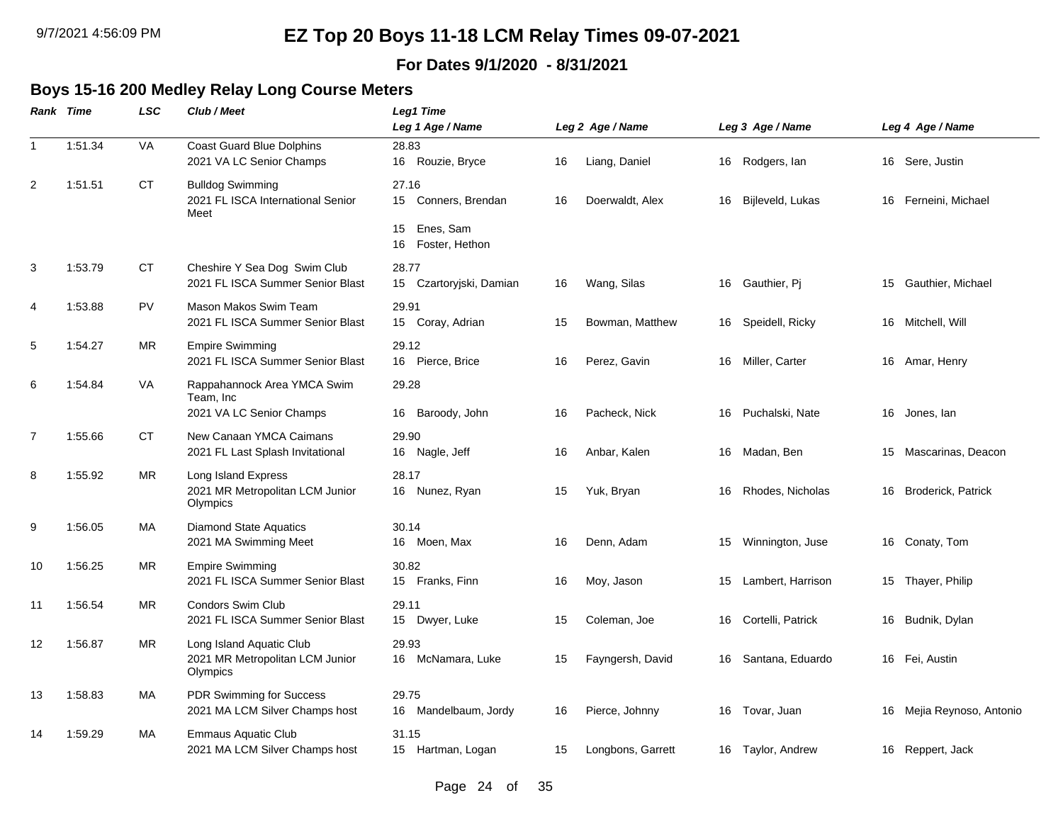# EZ Top 20 Boys 11-18 LCM Relay Times 09-07-2021

**For Dates 9/1/2020 - 8/31/2021**

## Boys 15-16 200 Medley Relay Long Course Meters

| Rank | Time | LSC | Club / Meet | Leg1 Time / Leg 1 Age / Name | Leg 2 Age / Name | Leg 3 Age / Name | Leg 4 Age / Name |
|---|---|---|---|---|---|---|---|
| 1 | 1:51.34 | VA | Coast Guard Blue Dolphins<br>2021 VA LC Senior Champs | 28.83<br>16 Rouzie, Bryce | 16 Liang, Daniel | 16 Rodgers, Ian | 16 Sere, Justin |
| 2 | 1:51.51 | CT | Bulldog Swimming<br>2021 FL ISCA International Senior Meet | 27.16<br>15 Conners, Brendan<br>15 Enes, Sam<br>16 Foster, Hethon | 16 Doerwaldt, Alex | 16 Bijleveld, Lukas | 16 Ferneini, Michael |
| 3 | 1:53.79 | CT | Cheshire Y Sea Dog Swim Club<br>2021 FL ISCA Summer Senior Blast | 28.77<br>15 Czartoryjski, Damian | 16 Wang, Silas | 16 Gauthier, Pj | 15 Gauthier, Michael |
| 4 | 1:53.88 | PV | Mason Makos Swim Team<br>2021 FL ISCA Summer Senior Blast | 29.91<br>15 Coray, Adrian | 15 Bowman, Matthew | 16 Speidell, Ricky | 16 Mitchell, Will |
| 5 | 1:54.27 | MR | Empire Swimming<br>2021 FL ISCA Summer Senior Blast | 29.12<br>16 Pierce, Brice | 16 Perez, Gavin | 16 Miller, Carter | 16 Amar, Henry |
| 6 | 1:54.84 | VA | Rappahannock Area YMCA Swim Team, Inc<br>2021 VA LC Senior Champs | 29.28<br>16 Baroody, John | 16 Pacheck, Nick | 16 Puchalski, Nate | 16 Jones, Ian |
| 7 | 1:55.66 | CT | New Canaan YMCA Caimans<br>2021 FL Last Splash Invitational | 29.90<br>16 Nagle, Jeff | 16 Anbar, Kalen | 16 Madan, Ben | 15 Mascarinas, Deacon |
| 8 | 1:55.92 | MR | Long Island Express<br>2021 MR Metropolitan LCM Junior Olympics | 28.17<br>16 Nunez, Ryan | 15 Yuk, Bryan | 16 Rhodes, Nicholas | 16 Broderick, Patrick |
| 9 | 1:56.05 | MA | Diamond State Aquatics<br>2021 MA Swimming Meet | 30.14<br>16 Moen, Max | 16 Denn, Adam | 15 Winnington, Juse | 16 Conaty, Tom |
| 10 | 1:56.25 | MR | Empire Swimming<br>2021 FL ISCA Summer Senior Blast | 30.82<br>15 Franks, Finn | 16 Moy, Jason | 15 Lambert, Harrison | 15 Thayer, Philip |
| 11 | 1:56.54 | MR | Condors Swim Club<br>2021 FL ISCA Summer Senior Blast | 29.11<br>15 Dwyer, Luke | 15 Coleman, Joe | 16 Cortelli, Patrick | 16 Budnik, Dylan |
| 12 | 1:56.87 | MR | Long Island Aquatic Club<br>2021 MR Metropolitan LCM Junior Olympics | 29.93<br>16 McNamara, Luke | 15 Fayngersh, David | 16 Santana, Eduardo | 16 Fei, Austin |
| 13 | 1:58.83 | MA | PDR Swimming for Success<br>2021 MA LCM Silver Champs host | 29.75<br>16 Mandelbaum, Jordy | 16 Pierce, Johnny | 16 Tovar, Juan | 16 Mejia Reynoso, Antonio |
| 14 | 1:59.29 | MA | Emmaus Aquatic Club<br>2021 MA LCM Silver Champs host | 31.15<br>15 Hartman, Logan | 15 Longbons, Garrett | 16 Taylor, Andrew | 16 Reppert, Jack |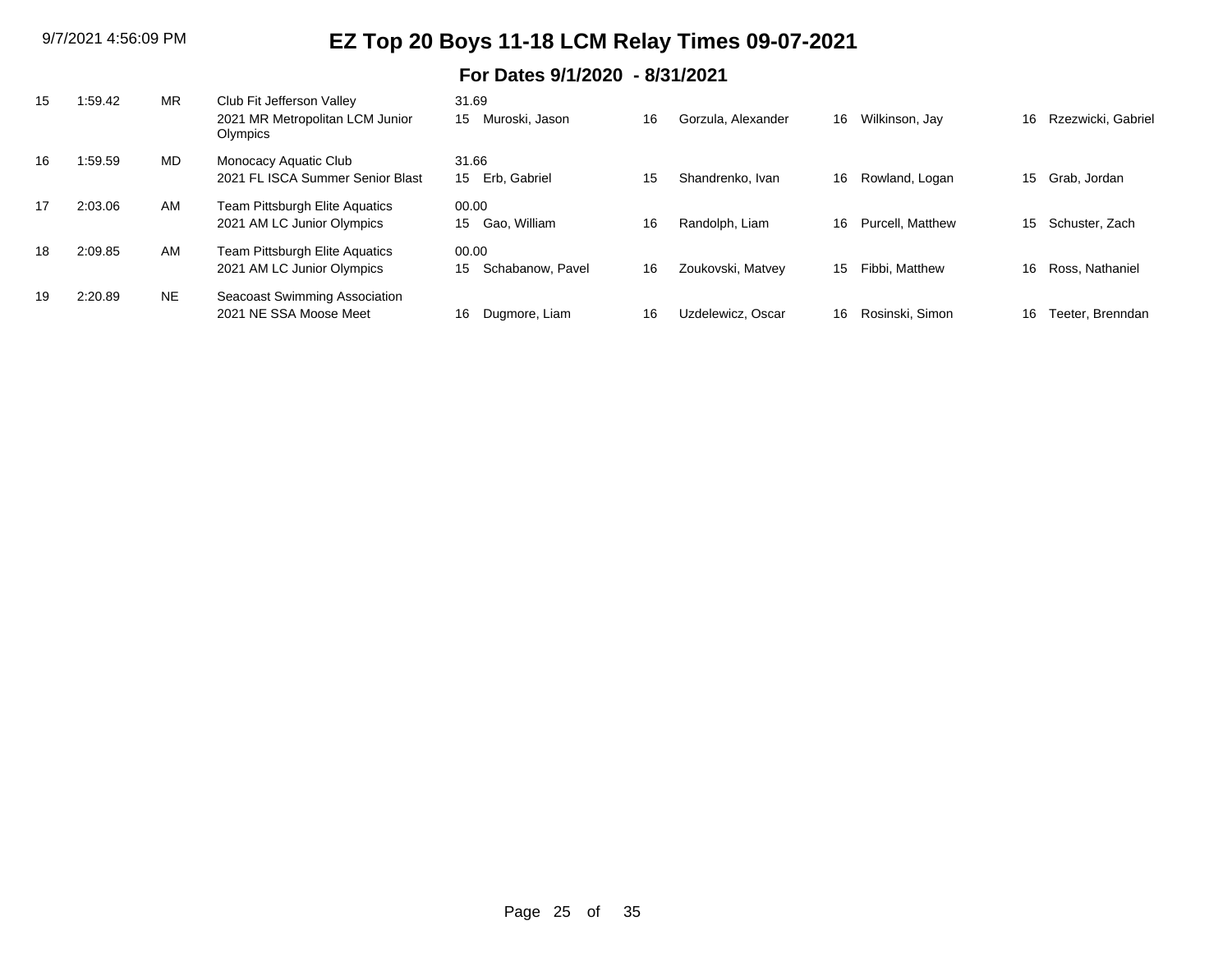# EZ Top 20 Boys 11-18 LCM Relay Times 09-07-2021

## For Dates 9/1/2020 - 8/31/2021

| Rank | Time | LSC | Team / Meet | Age | Swimmer 1 | Age | Swimmer 2 | Age | Swimmer 3 | Age | Swimmer 4 |
|---|---|---|---|---|---|---|---|---|---|---|---|
| 15 | 1:59.42 | MR | Club Fit Jefferson Valley<br>2021 MR Metropolitan LCM Junior Olympics | 31.69<br>15 | Muroski, Jason | 16 | Gorzula, Alexander | 16 | Wilkinson, Jay | 16 | Rzezwicki, Gabriel |
| 16 | 1:59.59 | MD | Monocacy Aquatic Club<br>2021 FL ISCA Summer Senior Blast | 31.66<br>15 | Erb, Gabriel | 15 | Shandrenko, Ivan | 16 | Rowland, Logan | 15 | Grab, Jordan |
| 17 | 2:03.06 | AM | Team Pittsburgh Elite Aquatics<br>2021 AM LC Junior Olympics | 00.00<br>15 | Gao, William | 16 | Randolph, Liam | 16 | Purcell, Matthew | 15 | Schuster, Zach |
| 18 | 2:09.85 | AM | Team Pittsburgh Elite Aquatics<br>2021 AM LC Junior Olympics | 00.00<br>15 | Schabanow, Pavel | 16 | Zoukovski, Matvey | 15 | Fibbi, Matthew | 16 | Ross, Nathaniel |
| 19 | 2:20.89 | NE | Seacoast Swimming Association<br>2021 NE SSA Moose Meet | 16 | Dugmore, Liam | 16 | Uzdelewicz, Oscar | 16 | Rosinski, Simon | 16 | Teeter, Brenndan |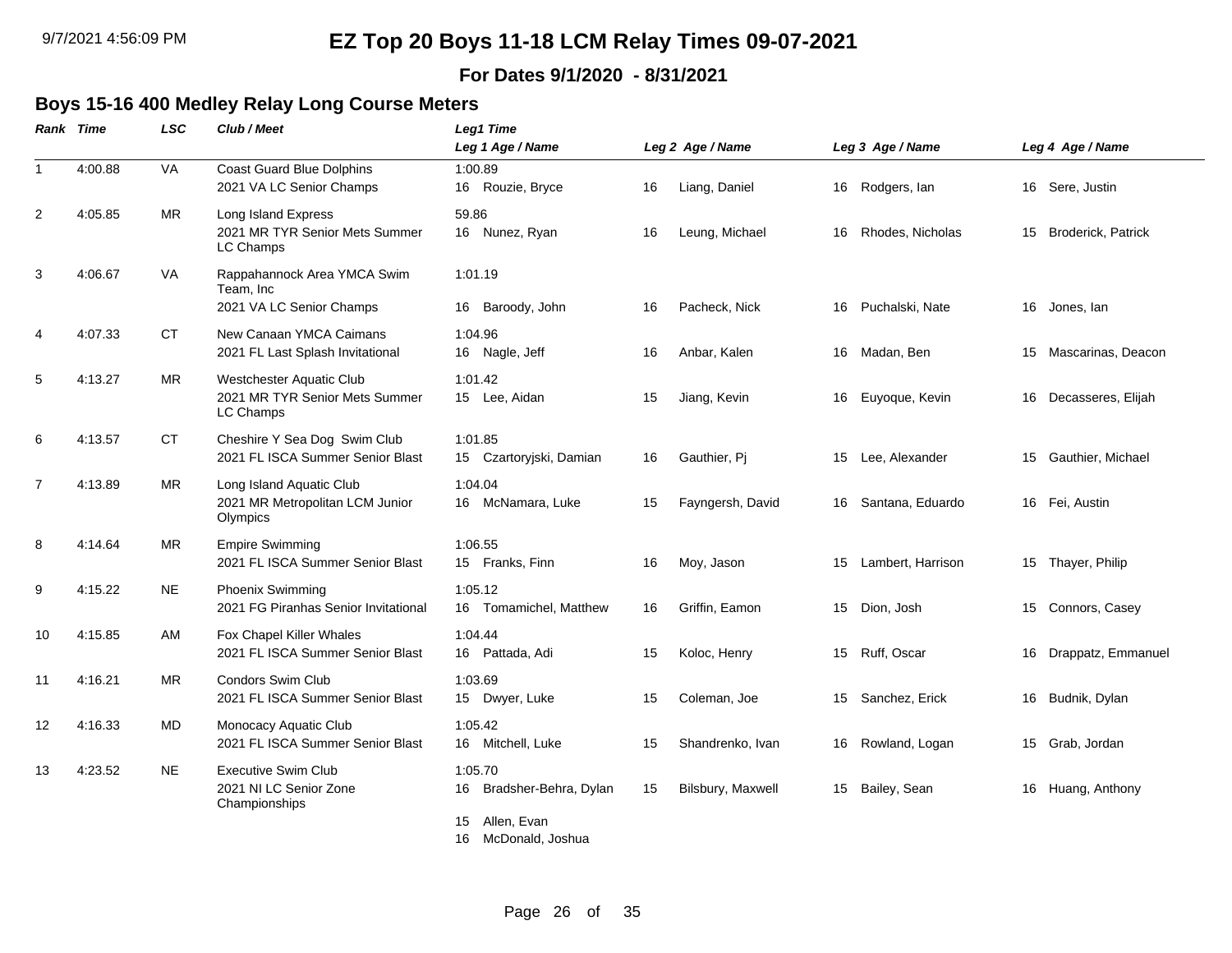# EZ Top 20 Boys 11-18 LCM Relay Times 09-07-2021

**For Dates 9/1/2020 - 8/31/2021**

## Boys 15-16 400 Medley Relay Long Course Meters

| Rank | Time | LSC | Club / Meet | Leg1 Time / Leg 1 Age / Name | Leg 2 Age / Name | Leg 3 Age / Name | Leg 4 Age / Name |
|---|---|---|---|---|---|---|---|
| 1 | 4:00.88 | VA | Coast Guard Blue Dolphins<br>2021 VA LC Senior Champs | 1:00.89<br>16 Rouzie, Bryce | 16 Liang, Daniel | 16 Rodgers, Ian | 16 Sere, Justin |
| 2 | 4:05.85 | MR | Long Island Express<br>2021 MR TYR Senior Mets Summer LC Champs | 59.86<br>16 Nunez, Ryan | 16 Leung, Michael | 16 Rhodes, Nicholas | 15 Broderick, Patrick |
| 3 | 4:06.67 | VA | Rappahannock Area YMCA Swim Team, Inc<br>2021 VA LC Senior Champs | 1:01.19<br>16 Baroody, John | 16 Pacheck, Nick | 16 Puchalski, Nate | 16 Jones, Ian |
| 4 | 4:07.33 | CT | New Canaan YMCA Caimans<br>2021 FL Last Splash Invitational | 1:04.96<br>16 Nagle, Jeff | 16 Anbar, Kalen | 16 Madan, Ben | 15 Mascarinas, Deacon |
| 5 | 4:13.27 | MR | Westchester Aquatic Club<br>2021 MR TYR Senior Mets Summer LC Champs | 1:01.42<br>15 Lee, Aidan | 15 Jiang, Kevin | 16 Euyoque, Kevin | 16 Decasseres, Elijah |
| 6 | 4:13.57 | CT | Cheshire Y Sea Dog Swim Club<br>2021 FL ISCA Summer Senior Blast | 1:01.85<br>15 Czartoryjski, Damian | 16 Gauthier, Pj | 15 Lee, Alexander | 15 Gauthier, Michael |
| 7 | 4:13.89 | MR | Long Island Aquatic Club<br>2021 MR Metropolitan LCM Junior Olympics | 1:04.04<br>16 McNamara, Luke | 15 Fayngersh, David | 16 Santana, Eduardo | 16 Fei, Austin |
| 8 | 4:14.64 | MR | Empire Swimming<br>2021 FL ISCA Summer Senior Blast | 1:06.55<br>15 Franks, Finn | 16 Moy, Jason | 15 Lambert, Harrison | 15 Thayer, Philip |
| 9 | 4:15.22 | NE | Phoenix Swimming<br>2021 FG Piranhas Senior Invitational | 1:05.12<br>16 Tomamichel, Matthew | 16 Griffin, Eamon | 15 Dion, Josh | 15 Connors, Casey |
| 10 | 4:15.85 | AM | Fox Chapel Killer Whales<br>2021 FL ISCA Summer Senior Blast | 1:04.44<br>16 Pattada, Adi | 15 Koloc, Henry | 15 Ruff, Oscar | 16 Drappatz, Emmanuel |
| 11 | 4:16.21 | MR | Condors Swim Club<br>2021 FL ISCA Summer Senior Blast | 1:03.69<br>15 Dwyer, Luke | 15 Coleman, Joe | 15 Sanchez, Erick | 16 Budnik, Dylan |
| 12 | 4:16.33 | MD | Monocacy Aquatic Club<br>2021 FL ISCA Summer Senior Blast | 1:05.42<br>16 Mitchell, Luke | 15 Shandrenko, Ivan | 16 Rowland, Logan | 15 Grab, Jordan |
| 13 | 4:23.52 | NE | Executive Swim Club<br>2021 NI LC Senior Zone Championships | 1:05.70<br>16 Bradsher-Behra, Dylan<br>15 Allen, Evan<br>16 McDonald, Joshua | 15 Bilsbury, Maxwell | 15 Bailey, Sean | 16 Huang, Anthony |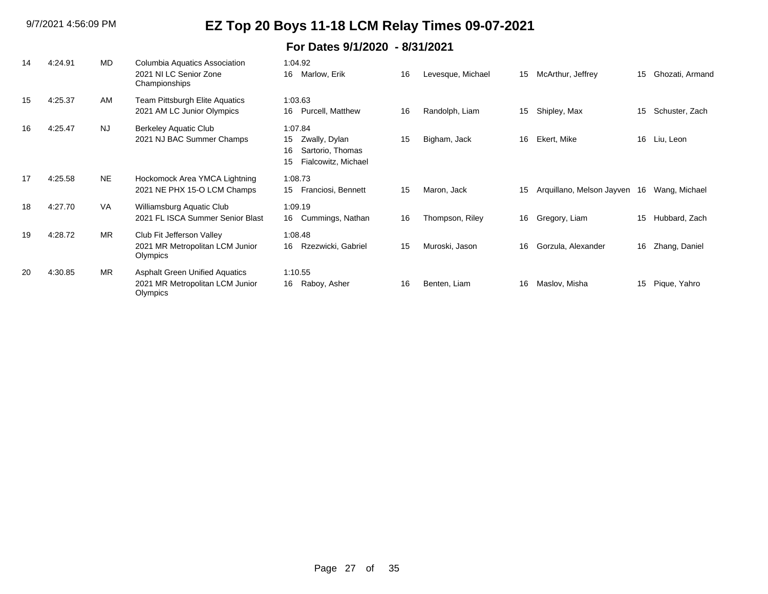# EZ Top 20 Boys 11-18 LCM Relay Times 09-07-2021

## For Dates 9/1/2020 - 8/31/2021

| Rank | Time | LSC | Team / Meet | Swimmer 1 | Age | Swimmer 2 | Age | Swimmer 3 | Age | Swimmer 4 |
|---|---|---|---|---|---|---|---|---|---|---|
| 14 | 4:24.91 | MD | Columbia Aquatics Association<br>2021 NI LC Senior Zone Championships | 1:04.92<br>16 Marlow, Erik | 16 | Levesque, Michael | 15 | McArthur, Jeffrey | 15 | Ghozati, Armand |
| 15 | 4:25.37 | AM | Team Pittsburgh Elite Aquatics<br>2021 AM LC Junior Olympics | 1:03.63<br>16 Purcell, Matthew | 16 | Randolph, Liam | 15 | Shipley, Max | 15 | Schuster, Zach |
| 16 | 4:25.47 | NJ | Berkeley Aquatic Club<br>2021 NJ BAC Summer Champs | 1:07.84<br>15 Zwally, Dylan<br>16 Sartorio, Thomas<br>15 Fialcowitz, Michael | 15 | Bigham, Jack | 16 | Ekert, Mike | 16 | Liu, Leon |
| 17 | 4:25.58 | NE | Hockomock Area YMCA Lightning<br>2021 NE PHX 15-O LCM Champs | 1:08.73<br>15 Franciosi, Bennett | 15 | Maron, Jack | 15 | Arquillano, Melson Jayven | 16 | Wang, Michael |
| 18 | 4:27.70 | VA | Williamsburg Aquatic Club<br>2021 FL ISCA Summer Senior Blast | 1:09.19<br>16 Cummings, Nathan | 16 | Thompson, Riley | 16 | Gregory, Liam | 15 | Hubbard, Zach |
| 19 | 4:28.72 | MR | Club Fit Jefferson Valley<br>2021 MR Metropolitan LCM Junior Olympics | 1:08.48<br>16 Rzezwicki, Gabriel | 15 | Muroski, Jason | 16 | Gorzula, Alexander | 16 | Zhang, Daniel |
| 20 | 4:30.85 | MR | Asphalt Green Unified Aquatics<br>2021 MR Metropolitan LCM Junior Olympics | 1:10.55<br>16 Raboy, Asher | 16 | Benten, Liam | 16 | Maslov, Misha | 15 | Pique, Yahro |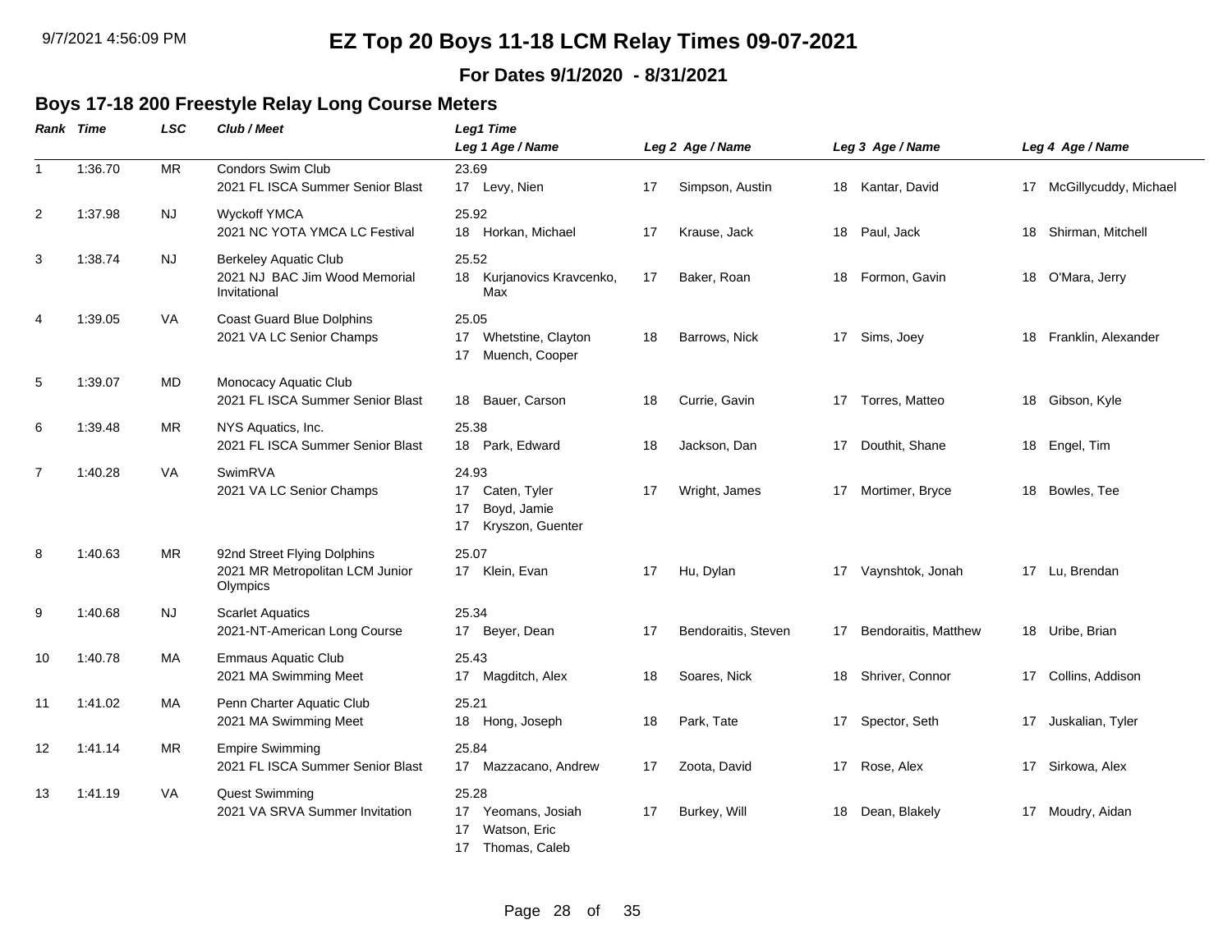# EZ Top 20 Boys 11-18 LCM Relay Times 09-07-2021

**For Dates 9/1/2020 - 8/31/2021**

## Boys 17-18 200 Freestyle Relay Long Course Meters

| Rank | Time | LSC | Club / Meet | Leg1 Time / Leg 1 Age / Name | Leg 2 Age / Name | Leg 3 Age / Name | Leg 4 Age / Name |
|---|---|---|---|---|---|---|---|
| 1 | 1:36.70 | MR | Condors Swim Club<br>2021 FL ISCA Summer Senior Blast | 23.69<br>17 Levy, Nien | 17 Simpson, Austin | 18 Kantar, David | 17 McGillycuddy, Michael |
| 2 | 1:37.98 | NJ | Wyckoff YMCA<br>2021 NC YOTA YMCA LC Festival | 25.92<br>18 Horkan, Michael | 17 Krause, Jack | 18 Paul, Jack | 18 Shirman, Mitchell |
| 3 | 1:38.74 | NJ | Berkeley Aquatic Club<br>2021 NJ BAC Jim Wood Memorial Invitational | 25.52<br>18 Kurjanovics Kravcenko, Max | 17 Baker, Roan | 18 Formon, Gavin | 18 O'Mara, Jerry |
| 4 | 1:39.05 | VA | Coast Guard Blue Dolphins<br>2021 VA LC Senior Champs | 25.05<br>17 Whetstine, Clayton<br>17 Muench, Cooper | 18 Barrows, Nick | 17 Sims, Joey | 18 Franklin, Alexander |
| 5 | 1:39.07 | MD | Monocacy Aquatic Club<br>2021 FL ISCA Summer Senior Blast | 18 Bauer, Carson | 18 Currie, Gavin | 17 Torres, Matteo | 18 Gibson, Kyle |
| 6 | 1:39.48 | MR | NYS Aquatics, Inc.<br>2021 FL ISCA Summer Senior Blast | 25.38<br>18 Park, Edward | 18 Jackson, Dan | 17 Douthit, Shane | 18 Engel, Tim |
| 7 | 1:40.28 | VA | SwimRVA<br>2021 VA LC Senior Champs | 24.93<br>17 Caten, Tyler<br>17 Boyd, Jamie<br>17 Kryszon, Guenter | 17 Wright, James | 17 Mortimer, Bryce | 18 Bowles, Tee |
| 8 | 1:40.63 | MR | 92nd Street Flying Dolphins<br>2021 MR Metropolitan LCM Junior Olympics | 25.07<br>17 Klein, Evan | 17 Hu, Dylan | 17 Vaynshtok, Jonah | 17 Lu, Brendan |
| 9 | 1:40.68 | NJ | Scarlet Aquatics<br>2021-NT-American Long Course | 25.34<br>17 Beyer, Dean | 17 Bendoraitis, Steven | 17 Bendoraitis, Matthew | 18 Uribe, Brian |
| 10 | 1:40.78 | MA | Emmaus Aquatic Club<br>2021 MA Swimming Meet | 25.43<br>17 Magditch, Alex | 18 Soares, Nick | 18 Shriver, Connor | 17 Collins, Addison |
| 11 | 1:41.02 | MA | Penn Charter Aquatic Club<br>2021 MA Swimming Meet | 25.21<br>18 Hong, Joseph | 18 Park, Tate | 17 Spector, Seth | 17 Juskalian, Tyler |
| 12 | 1:41.14 | MR | Empire Swimming<br>2021 FL ISCA Summer Senior Blast | 25.84<br>17 Mazzacano, Andrew | 17 Zoota, David | 17 Rose, Alex | 17 Sirkowa, Alex |
| 13 | 1:41.19 | VA | Quest Swimming<br>2021 VA SRVA Summer Invitation | 25.28<br>17 Yeomans, Josiah<br>17 Watson, Eric<br>17 Thomas, Caleb | 17 Burkey, Will | 18 Dean, Blakely | 17 Moudry, Aidan |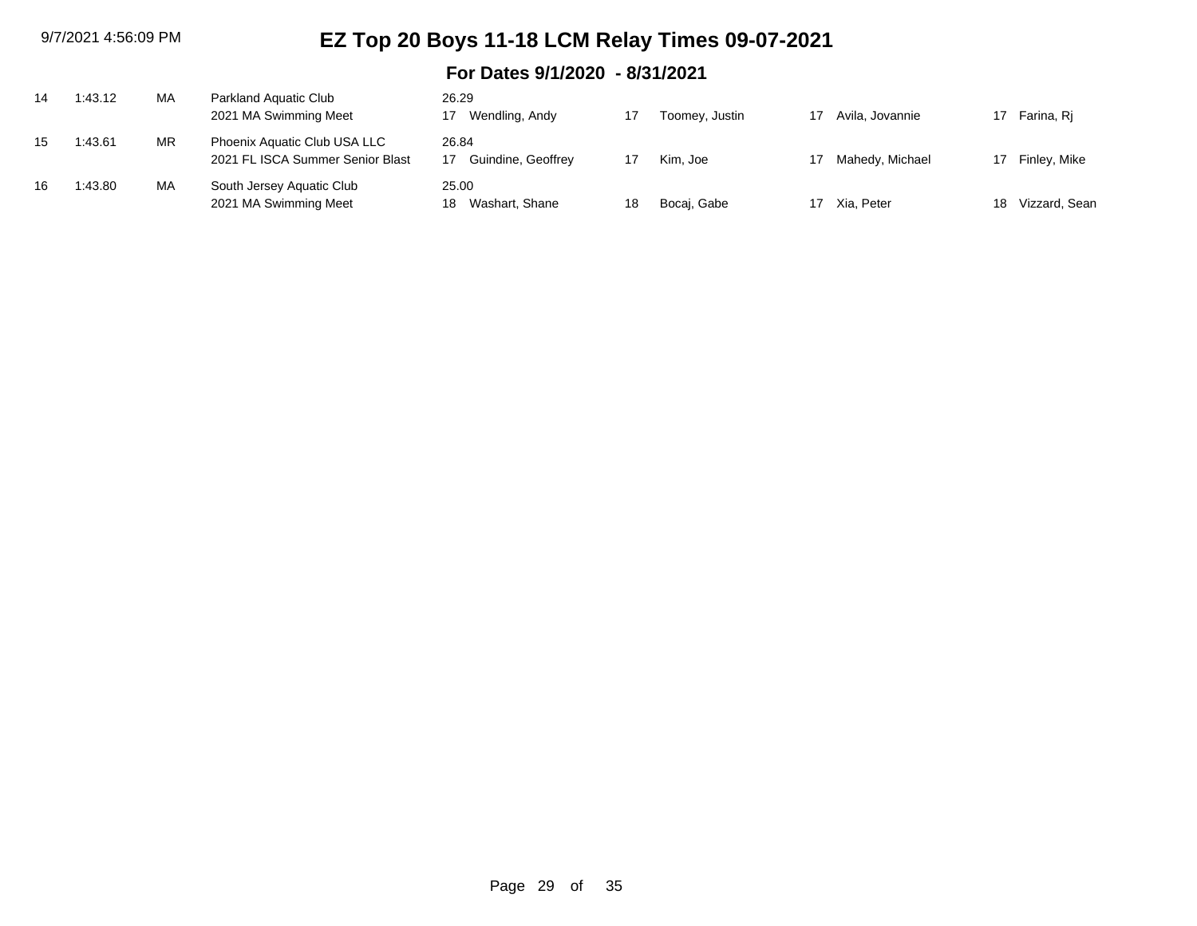# EZ Top 20 Boys 11-18 LCM Relay Times 09-07-2021

## For Dates 9/1/2020 - 8/31/2021

| Rank | Time | LSC | Team / Meet | Split / Age | Swimmer 1 | Age | Swimmer 2 | Age | Swimmer 3 | Age | Swimmer 4 |
|---|---|---|---|---|---|---|---|---|---|---|---|
| 14 | 1:43.12 | MA | Parkland Aquatic Club | 26.29 | | | | | | | |
| | | | 2021 MA Swimming Meet | 17 | Wendling, Andy | 17 | Toomey, Justin | 17 | Avila, Jovannie | 17 | Farina, Rj |
| 15 | 1:43.61 | MR | Phoenix Aquatic Club USA LLC | 26.84 | | | | | | | |
| | | | 2021 FL ISCA Summer Senior Blast | 17 | Guindine, Geoffrey | 17 | Kim, Joe | 17 | Mahedy, Michael | 17 | Finley, Mike |
| 16 | 1:43.80 | MA | South Jersey Aquatic Club | 25.00 | | | | | | | |
| | | | 2021 MA Swimming Meet | 18 | Washart, Shane | 18 | Bocaj, Gabe | 17 | Xia, Peter | 18 | Vizzard, Sean |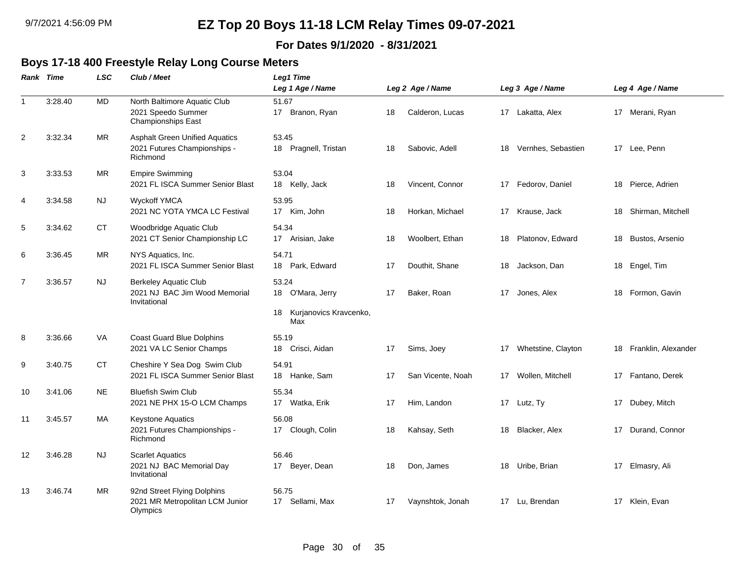# EZ Top 20 Boys 11-18 LCM Relay Times 09-07-2021

**For Dates 9/1/2020 - 8/31/2021**

## Boys 17-18 400 Freestyle Relay Long Course Meters

| Rank | Time | LSC | Club / Meet | Leg1 Time / Leg 1 Age / Name | Leg 2 Age / Name | Leg 3 Age / Name | Leg 4 Age / Name |
|---|---|---|---|---|---|---|---|
| 1 | 3:28.40 | MD | North Baltimore Aquatic Club<br>2021 Speedo Summer Championships East | 51.67<br>17 Branon, Ryan | 18 Calderon, Lucas | 17 Lakatta, Alex | 17 Merani, Ryan |
| 2 | 3:32.34 | MR | Asphalt Green Unified Aquatics<br>2021 Futures Championships - Richmond | 53.45<br>18 Pragnell, Tristan | 18 Sabovic, Adell | 18 Vernhes, Sebastien | 17 Lee, Penn |
| 3 | 3:33.53 | MR | Empire Swimming<br>2021 FL ISCA Summer Senior Blast | 53.04<br>18 Kelly, Jack | 18 Vincent, Connor | 17 Fedorov, Daniel | 18 Pierce, Adrien |
| 4 | 3:34.58 | NJ | Wyckoff YMCA<br>2021 NC YOTA YMCA LC Festival | 53.95<br>17 Kim, John | 18 Horkan, Michael | 17 Krause, Jack | 18 Shirman, Mitchell |
| 5 | 3:34.62 | CT | Woodbridge Aquatic Club<br>2021 CT Senior Championship LC | 54.34<br>17 Arisian, Jake | 18 Woolbert, Ethan | 18 Platonov, Edward | 18 Bustos, Arsenio |
| 6 | 3:36.45 | MR | NYS Aquatics, Inc.<br>2021 FL ISCA Summer Senior Blast | 54.71<br>18 Park, Edward | 17 Douthit, Shane | 18 Jackson, Dan | 18 Engel, Tim |
| 7 | 3:36.57 | NJ | Berkeley Aquatic Club<br>2021 NJ BAC Jim Wood Memorial Invitational | 53.24<br>18 O'Mara, Jerry<br>18 Kurjanovics Kravcenko, Max | 17 Baker, Roan | 17 Jones, Alex | 18 Formon, Gavin |
| 8 | 3:36.66 | VA | Coast Guard Blue Dolphins<br>2021 VA LC Senior Champs | 55.19<br>18 Crisci, Aidan | 17 Sims, Joey | 17 Whetstine, Clayton | 18 Franklin, Alexander |
| 9 | 3:40.75 | CT | Cheshire Y Sea Dog Swim Club<br>2021 FL ISCA Summer Senior Blast | 54.91<br>18 Hanke, Sam | 17 San Vicente, Noah | 17 Wollen, Mitchell | 17 Fantano, Derek |
| 10 | 3:41.06 | NE | Bluefish Swim Club<br>2021 NE PHX 15-O LCM Champs | 55.34<br>17 Watka, Erik | 17 Him, Landon | 17 Lutz, Ty | 17 Dubey, Mitch |
| 11 | 3:45.57 | MA | Keystone Aquatics<br>2021 Futures Championships - Richmond | 56.08<br>17 Clough, Colin | 18 Kahsay, Seth | 18 Blacker, Alex | 17 Durand, Connor |
| 12 | 3:46.28 | NJ | Scarlet Aquatics<br>2021 NJ BAC Memorial Day Invitational | 56.46<br>17 Beyer, Dean | 18 Don, James | 18 Uribe, Brian | 17 Elmasry, Ali |
| 13 | 3:46.74 | MR | 92nd Street Flying Dolphins<br>2021 MR Metropolitan LCM Junior Olympics | 56.75<br>17 Sellami, Max | 17 Vaynshtok, Jonah | 17 Lu, Brendan | 17 Klein, Evan |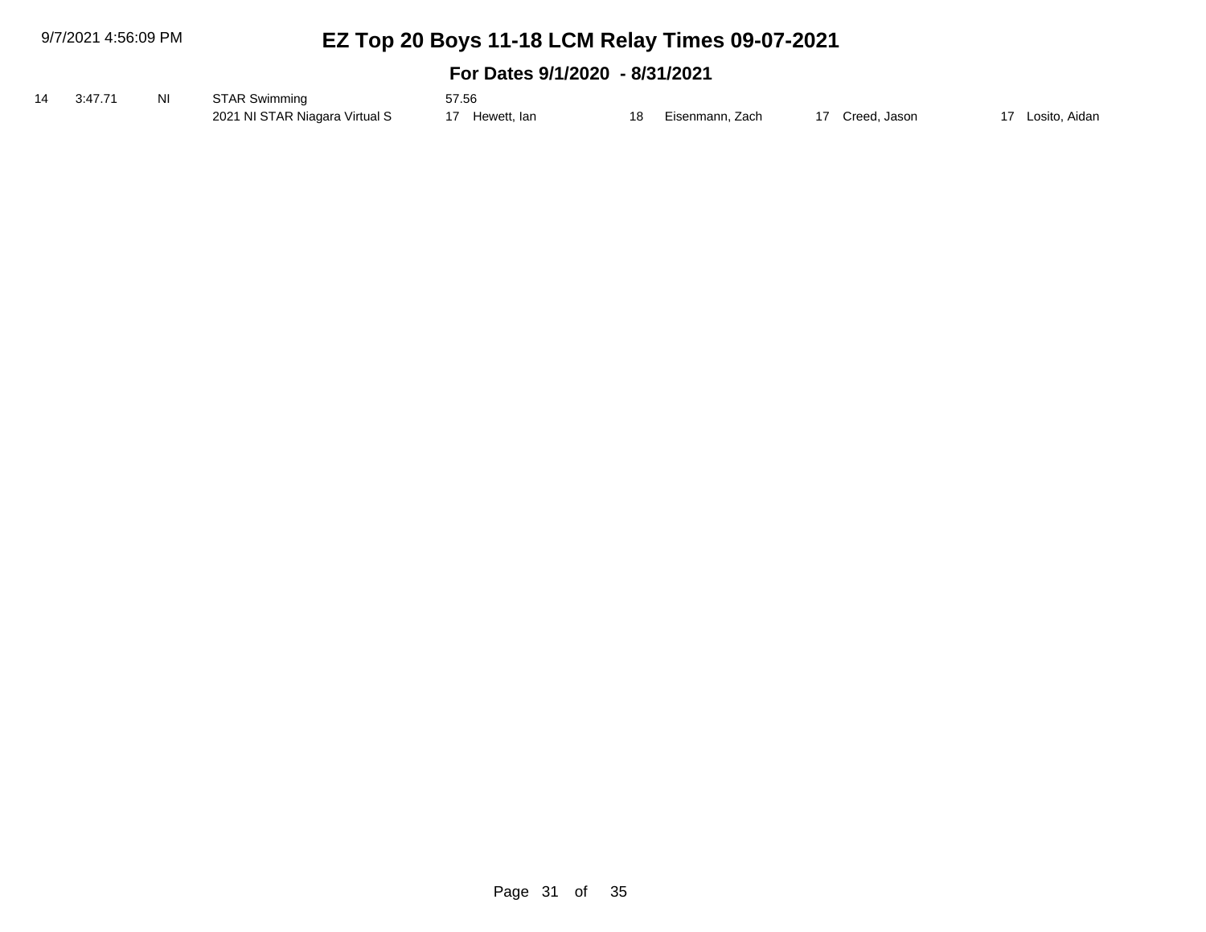# EZ Top 20 Boys 11-18 LCM Relay Times 09-07-2021

## For Dates 9/1/2020 - 8/31/2021

| | | | | | | | |
|---|---|---|---|---|---|---|---|
| 14 | 3:47.71 | NI | STAR Swimming | 57.56 | | | |
| | | | 2021 NI STAR Niagara Virtual S | 17 Hewett, Ian | 18 Eisenmann, Zach | 17 Creed, Jason | 17 Losito, Aidan |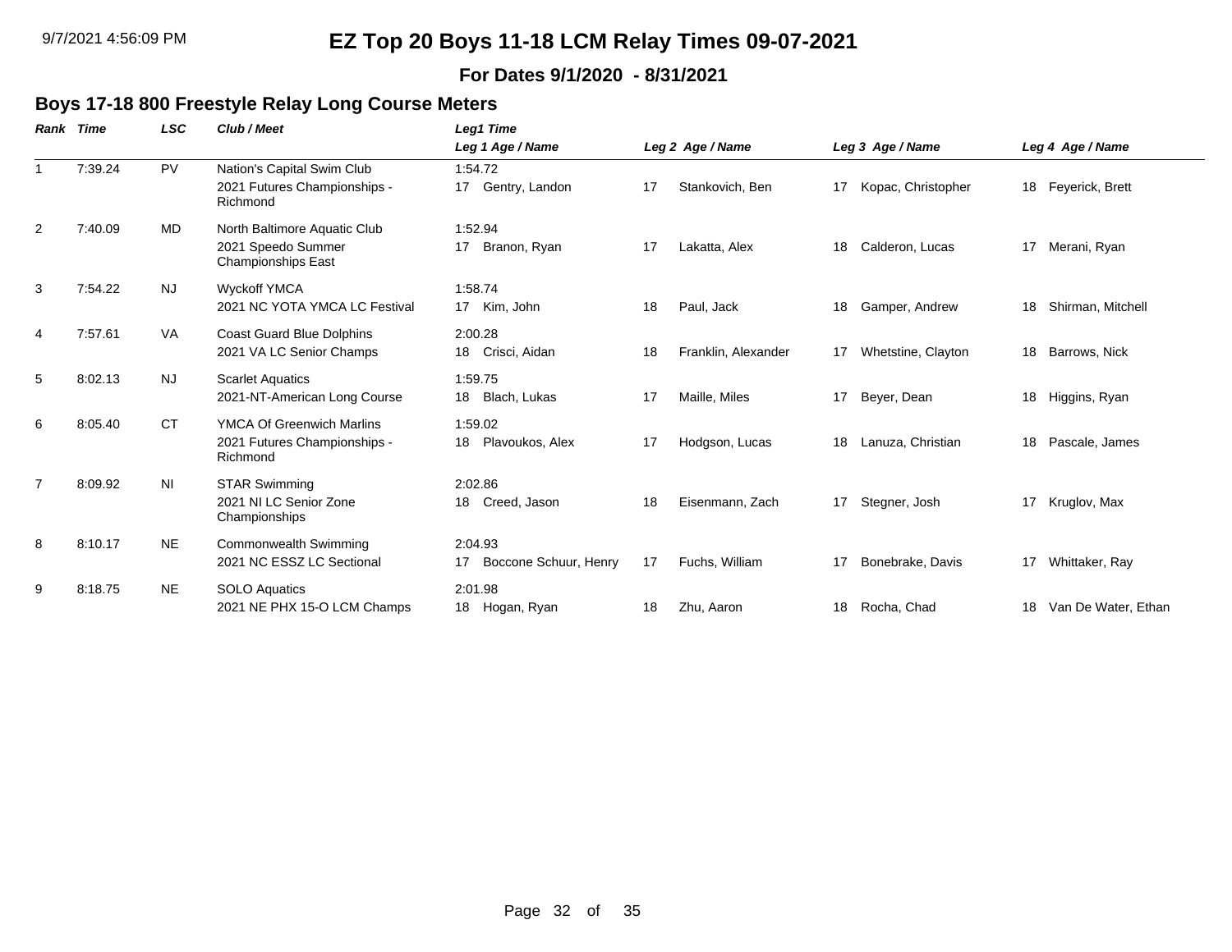# EZ Top 20 Boys 11-18 LCM Relay Times 09-07-2021

**For Dates 9/1/2020 - 8/31/2021**

## Boys 17-18 800 Freestyle Relay Long Course Meters

| Rank | Time | LSC | Club / Meet | Leg1 Time / Leg 1 Age / Name | Leg 2 Age / Name | Leg 3 Age / Name | Leg 4 Age / Name |
|---|---|---|---|---|---|---|---|
| 1 | 7:39.24 | PV | Nation's Capital Swim Club<br>2021 Futures Championships - Richmond | 1:54.72<br>17 Gentry, Landon | 17 Stankovich, Ben | 17 Kopac, Christopher | 18 Feyerick, Brett |
| 2 | 7:40.09 | MD | North Baltimore Aquatic Club<br>2021 Speedo Summer Championships East | 1:52.94<br>17 Branon, Ryan | 17 Lakatta, Alex | 18 Calderon, Lucas | 17 Merani, Ryan |
| 3 | 7:54.22 | NJ | Wyckoff YMCA<br>2021 NC YOTA YMCA LC Festival | 1:58.74<br>17 Kim, John | 18 Paul, Jack | 18 Gamper, Andrew | 18 Shirman, Mitchell |
| 4 | 7:57.61 | VA | Coast Guard Blue Dolphins<br>2021 VA LC Senior Champs | 2:00.28<br>18 Crisci, Aidan | 18 Franklin, Alexander | 17 Whetstine, Clayton | 18 Barrows, Nick |
| 5 | 8:02.13 | NJ | Scarlet Aquatics<br>2021-NT-American Long Course | 1:59.75<br>18 Blach, Lukas | 17 Maille, Miles | 17 Beyer, Dean | 18 Higgins, Ryan |
| 6 | 8:05.40 | CT | YMCA Of Greenwich Marlins<br>2021 Futures Championships - Richmond | 1:59.02<br>18 Plavoukos, Alex | 17 Hodgson, Lucas | 18 Lanuza, Christian | 18 Pascale, James |
| 7 | 8:09.92 | NI | STAR Swimming<br>2021 NI LC Senior Zone Championships | 2:02.86<br>18 Creed, Jason | 18 Eisenmann, Zach | 17 Stegner, Josh | 17 Kruglov, Max |
| 8 | 8:10.17 | NE | Commonwealth Swimming<br>2021 NC ESSZ LC Sectional | 2:04.93<br>17 Boccone Schuur, Henry | 17 Fuchs, William | 17 Bonebrake, Davis | 17 Whittaker, Ray |
| 9 | 8:18.75 | NE | SOLO Aquatics<br>2021 NE PHX 15-O LCM Champs | 2:01.98<br>18 Hogan, Ryan | 18 Zhu, Aaron | 18 Rocha, Chad | 18 Van De Water, Ethan |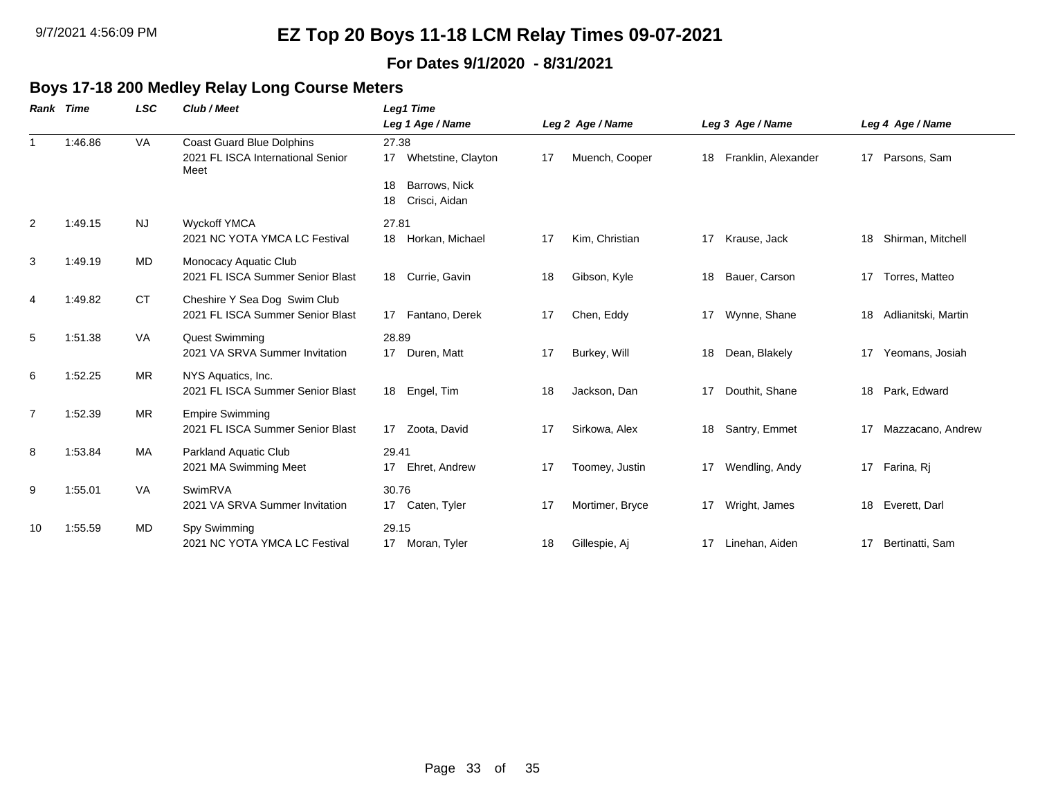# EZ Top 20 Boys 11-18 LCM Relay Times 09-07-2021

**For Dates 9/1/2020 - 8/31/2021**

## Boys 17-18 200 Medley Relay Long Course Meters

| Rank | Time | LSC | Club / Meet | Leg1 Time / Leg 1 Age / Name | Leg 2 Age / Name | Leg 3 Age / Name | Leg 4 Age / Name |
|---|---|---|---|---|---|---|---|
| 1 | 1:46.86 | VA | Coast Guard Blue Dolphins<br>2021 FL ISCA International Senior Meet | 27.38<br>17 Whetstine, Clayton<br>18 Barrows, Nick<br>18 Crisci, Aidan | 17 Muench, Cooper | 18 Franklin, Alexander | 17 Parsons, Sam |
| 2 | 1:49.15 | NJ | Wyckoff YMCA<br>2021 NC YOTA YMCA LC Festival | 27.81<br>18 Horkan, Michael | 17 Kim, Christian | 17 Krause, Jack | 18 Shirman, Mitchell |
| 3 | 1:49.19 | MD | Monocacy Aquatic Club<br>2021 FL ISCA Summer Senior Blast | 18 Currie, Gavin | 18 Gibson, Kyle | 18 Bauer, Carson | 17 Torres, Matteo |
| 4 | 1:49.82 | CT | Cheshire Y Sea Dog Swim Club<br>2021 FL ISCA Summer Senior Blast | 17 Fantano, Derek | 17 Chen, Eddy | 17 Wynne, Shane | 18 Adlianitski, Martin |
| 5 | 1:51.38 | VA | Quest Swimming<br>2021 VA SRVA Summer Invitation | 28.89<br>17 Duren, Matt | 17 Burkey, Will | 18 Dean, Blakely | 17 Yeomans, Josiah |
| 6 | 1:52.25 | MR | NYS Aquatics, Inc.<br>2021 FL ISCA Summer Senior Blast | 18 Engel, Tim | 18 Jackson, Dan | 17 Douthit, Shane | 18 Park, Edward |
| 7 | 1:52.39 | MR | Empire Swimming<br>2021 FL ISCA Summer Senior Blast | 17 Zoota, David | 17 Sirkowa, Alex | 18 Santry, Emmet | 17 Mazzacano, Andrew |
| 8 | 1:53.84 | MA | Parkland Aquatic Club<br>2021 MA Swimming Meet | 29.41<br>17 Ehret, Andrew | 17 Toomey, Justin | 17 Wendling, Andy | 17 Farina, Rj |
| 9 | 1:55.01 | VA | SwimRVA<br>2021 VA SRVA Summer Invitation | 30.76<br>17 Caten, Tyler | 17 Mortimer, Bryce | 17 Wright, James | 18 Everett, Darl |
| 10 | 1:55.59 | MD | Spy Swimming<br>2021 NC YOTA YMCA LC Festival | 29.15<br>17 Moran, Tyler | 18 Gillespie, Aj | 17 Linehan, Aiden | 17 Bertinatti, Sam |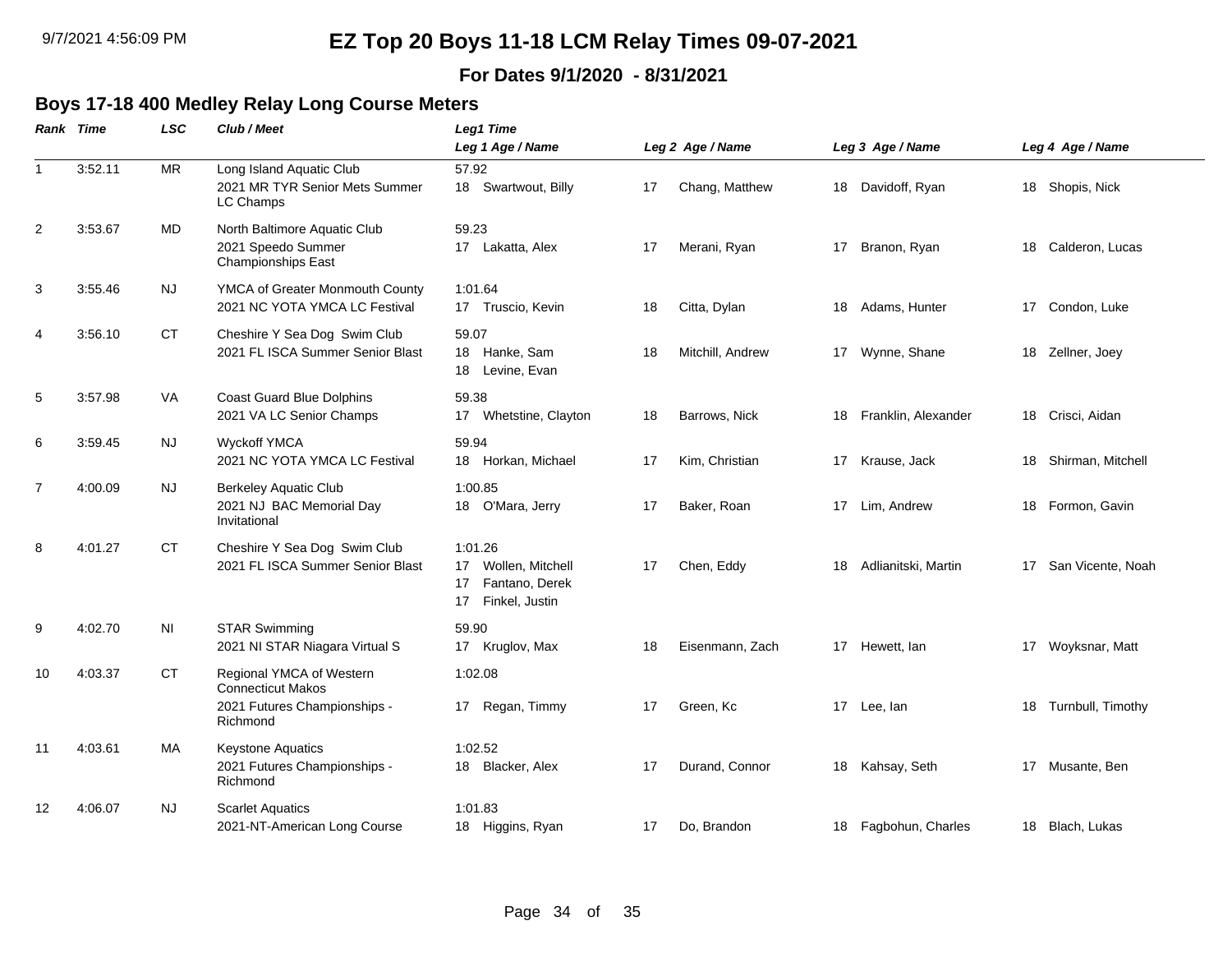# EZ Top 20 Boys 11-18 LCM Relay Times 09-07-2021

**For Dates 9/1/2020 - 8/31/2021**

## Boys 17-18 400 Medley Relay Long Course Meters

| Rank | Time | LSC | Club / Meet | Leg1 Time / Leg 1 Age / Name | Leg 2 Age / Name | Leg 3 Age / Name | Leg 4 Age / Name |
|---|---|---|---|---|---|---|---|
| 1 | 3:52.11 | MR | Long Island Aquatic Club<br>2021 MR TYR Senior Mets Summer LC Champs | 57.92<br>18 Swartwout, Billy | 17 Chang, Matthew | 18 Davidoff, Ryan | 18 Shopis, Nick |
| 2 | 3:53.67 | MD | North Baltimore Aquatic Club<br>2021 Speedo Summer Championships East | 59.23<br>17 Lakatta, Alex | 17 Merani, Ryan | 17 Branon, Ryan | 18 Calderon, Lucas |
| 3 | 3:55.46 | NJ | YMCA of Greater Monmouth County<br>2021 NC YOTA YMCA LC Festival | 1:01.64<br>17 Truscio, Kevin | 18 Citta, Dylan | 18 Adams, Hunter | 17 Condon, Luke |
| 4 | 3:56.10 | CT | Cheshire Y Sea Dog Swim Club<br>2021 FL ISCA Summer Senior Blast | 59.07<br>18 Hanke, Sam<br>18 Levine, Evan | 18 Mitchill, Andrew | 17 Wynne, Shane | 18 Zellner, Joey |
| 5 | 3:57.98 | VA | Coast Guard Blue Dolphins<br>2021 VA LC Senior Champs | 59.38<br>17 Whetstine, Clayton | 18 Barrows, Nick | 18 Franklin, Alexander | 18 Crisci, Aidan |
| 6 | 3:59.45 | NJ | Wyckoff YMCA<br>2021 NC YOTA YMCA LC Festival | 59.94<br>18 Horkan, Michael | 17 Kim, Christian | 17 Krause, Jack | 18 Shirman, Mitchell |
| 7 | 4:00.09 | NJ | Berkeley Aquatic Club<br>2021 NJ BAC Memorial Day Invitational | 1:00.85<br>18 O'Mara, Jerry | 17 Baker, Roan | 17 Lim, Andrew | 18 Formon, Gavin |
| 8 | 4:01.27 | CT | Cheshire Y Sea Dog Swim Club<br>2021 FL ISCA Summer Senior Blast | 1:01.26<br>17 Wollen, Mitchell<br>17 Fantano, Derek<br>17 Finkel, Justin | 17 Chen, Eddy | 18 Adlianitski, Martin | 17 San Vicente, Noah |
| 9 | 4:02.70 | NI | STAR Swimming<br>2021 NI STAR Niagara Virtual S | 59.90<br>17 Kruglov, Max | 18 Eisenmann, Zach | 17 Hewett, Ian | 17 Woyksnar, Matt |
| 10 | 4:03.37 | CT | Regional YMCA of Western Connecticut Makos<br>2021 Futures Championships - Richmond | 1:02.08<br>17 Regan, Timmy | 17 Green, Kc | 17 Lee, Ian | 18 Turnbull, Timothy |
| 11 | 4:03.61 | MA | Keystone Aquatics<br>2021 Futures Championships - Richmond | 1:02.52<br>18 Blacker, Alex | 17 Durand, Connor | 18 Kahsay, Seth | 17 Musante, Ben |
| 12 | 4:06.07 | NJ | Scarlet Aquatics<br>2021-NT-American Long Course | 1:01.83<br>18 Higgins, Ryan | 17 Do, Brandon | 18 Fagbohun, Charles | 18 Blach, Lukas |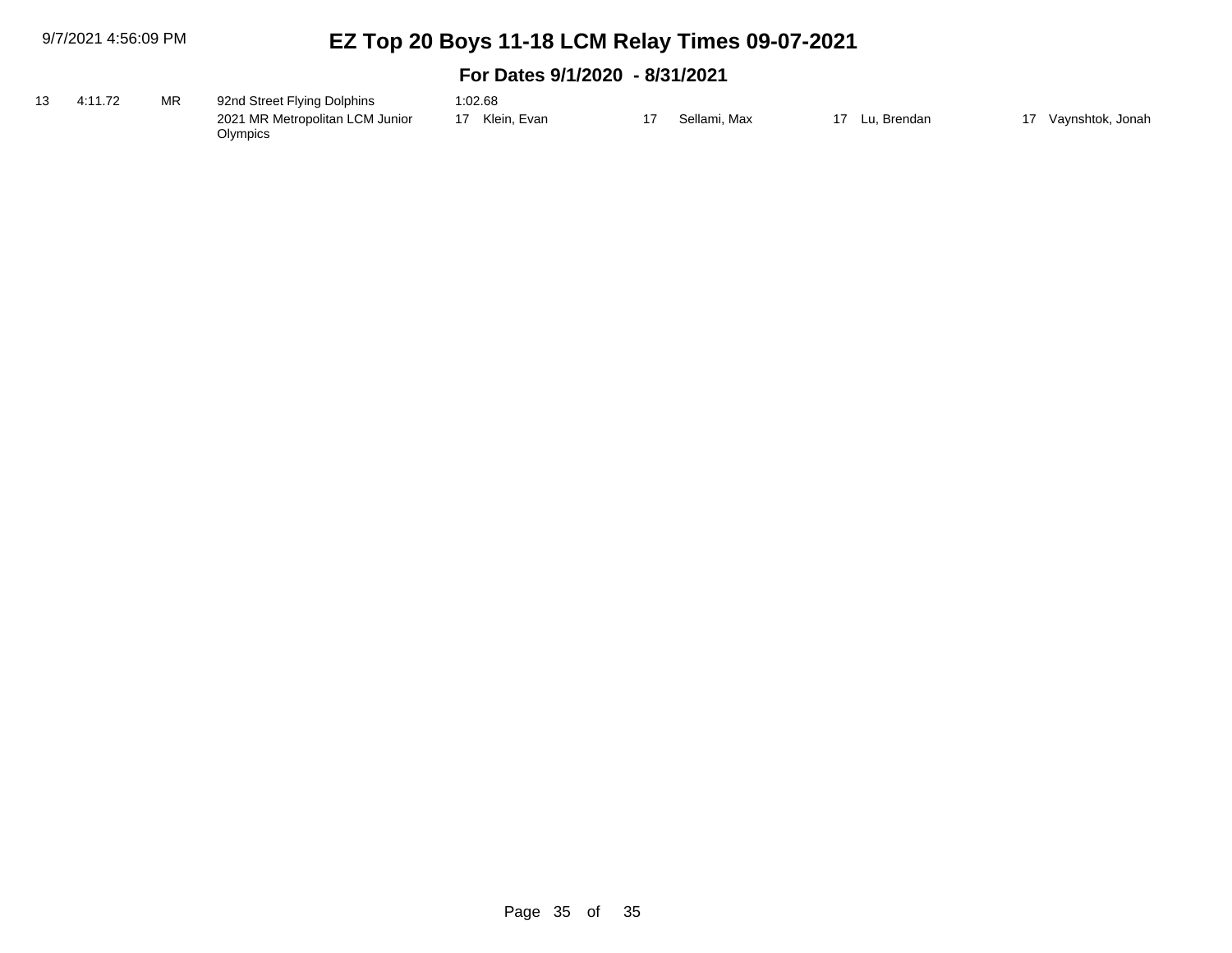# EZ Top 20 Boys 11-18 LCM Relay Times 09-07-2021

## For Dates 9/1/2020 - 8/31/2021

| | | | | | | | |
|---|---|---|---|---|---|---|---|
| 13 | 4:11.72 | MR | 92nd Street Flying Dolphins | 1:02.68 | | | |
| | | | 2021 MR Metropolitan LCM Junior Olympics | 17 Klein, Evan | 17 Sellami, Max | 17 Lu, Brendan | 17 Vaynshtok, Jonah |